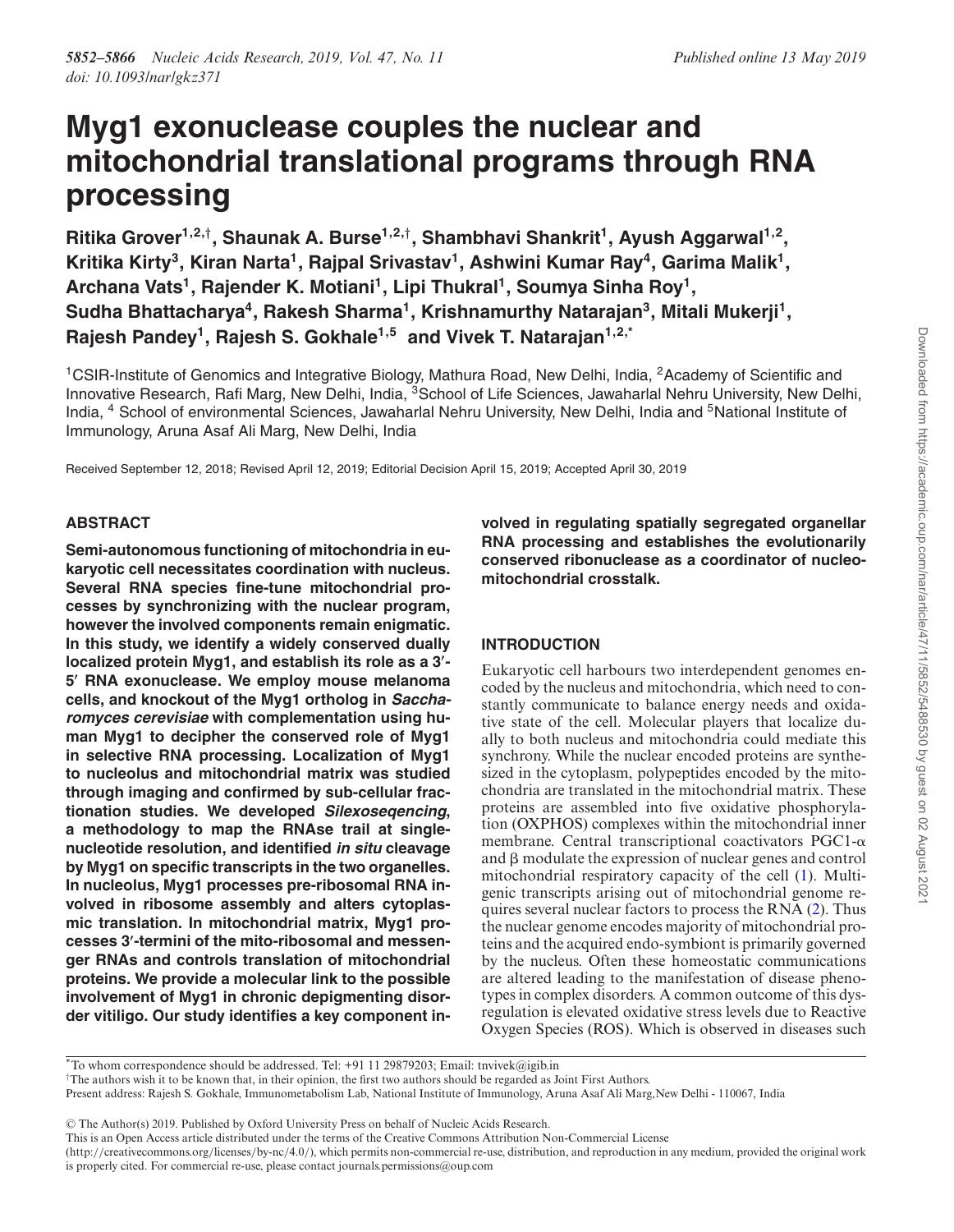# Myg1 exonuclease couples the nuclear and mitochondrial translational programs through RNA processing

**Ritika Grover[1,2,†], Shaunak A. Burse[1,2,†], Shambhavi Shankrit[1], Ayush Aggarwal[1,2], Kritika Kirty[3], Kiran Narta[1], Rajpal Srivastav[1], Ashwini Kumar Ray[4], Garima Malik[1], Archana Vats[1], Rajender K. Motiani[1], Lipi Thukral[1], Soumya Sinha Roy[1], Sudha Bhattacharya[4], Rakesh Sharma[1], Krishnamurthy Natarajan[3], Mitali Mukerji[1], Rajesh Pandey[1], Rajesh S. Gokhale[1,5] and Vivek T. Natarajan[1,2,*]**

[1]CSIR-Institute of Genomics and Integrative Biology, Mathura Road, New Delhi, India, [2]Academy of Scientific and Innovative Research, Rafi Marg, New Delhi, India, [3]School of Life Sciences, Jawaharlal Nehru University, New Delhi, India, [4] School of environmental Sciences, Jawaharlal Nehru University, New Delhi, India and [5]National Institute of Immunology, Aruna Asaf Ali Marg, New Delhi, India

Received September 12, 2018; Revised April 12, 2019; Editorial Decision April 15, 2019; Accepted April 30, 2019

## ABSTRACT

**Semi-autonomous functioning of mitochondria in eukaryotic cell necessitates coordination with nucleus. Several RNA species fine-tune mitochondrial processes by synchronizing with the nuclear program, however the involved components remain enigmatic. In this study, we identify a widely conserved dually localized protein Myg1, and establish its role as a 3′-5′ RNA exonuclease. We employ mouse melanoma cells, and knockout of the Myg1 ortholog in *Saccharomyces cerevisiae* with complementation using human Myg1 to decipher the conserved role of Myg1 in selective RNA processing. Localization of Myg1 to nucleolus and mitochondrial matrix was studied through imaging and confirmed by sub-cellular fractionation studies. We developed *Silexoseqencing*, a methodology to map the RNAse trail at single-nucleotide resolution, and identified *in situ* cleavage by Myg1 on specific transcripts in the two organelles. In nucleolus, Myg1 processes pre-ribosomal RNA involved in ribosome assembly and alters cytoplasmic translation. In mitochondrial matrix, Myg1 processes 3′-termini of the mito-ribosomal and messenger RNAs and controls translation of mitochondrial proteins. We provide a molecular link to the possible involvement of Myg1 in chronic depigmenting disorder vitiligo. Our study identifies a key component involved in regulating spatially segregated organellar RNA processing and establishes the evolutionarily conserved ribonuclease as a coordinator of nucleo-mitochondrial crosstalk.**

## INTRODUCTION

Eukaryotic cell harbours two interdependent genomes encoded by the nucleus and mitochondria, which need to constantly communicate to balance energy needs and oxidative state of the cell. Molecular players that localize dually to both nucleus and mitochondria could mediate this synchrony. While the nuclear encoded proteins are synthesized in the cytoplasm, polypeptides encoded by the mitochondria are translated in the mitochondrial matrix. These proteins are assembled into five oxidative phosphorylation (OXPHOS) complexes within the mitochondrial inner membrane. Central transcriptional coactivators PGC1-$\alpha$ and $\beta$ modulate the expression of nuclear genes and control mitochondrial respiratory capacity of the cell (1). Multigenic transcripts arising out of mitochondrial genome requires several nuclear factors to process the RNA (2). Thus the nuclear genome encodes majority of mitochondrial proteins and the acquired endo-symbiont is primarily governed by the nucleus. Often these homeostatic communications are altered leading to the manifestation of disease phenotypes in complex disorders. A common outcome of this dysregulation is elevated oxidative stress levels due to Reactive Oxygen Species (ROS). Which is observed in diseases such

*To whom correspondence should be addressed. Tel: +91 11 29879203; Email: tnvivek@igib.in

†The authors wish it to be known that, in their opinion, the first two authors should be regarded as Joint First Authors.

Present address: Rajesh S. Gokhale, Immunometabolism Lab, National Institute of Immunology, Aruna Asaf Ali Marg,New Delhi - 110067, India

© The Author(s) 2019. Published by Oxford University Press on behalf of Nucleic Acids Research.

This is an Open Access article distributed under the terms of the Creative Commons Attribution Non-Commercial License (http://creativecommons.org/licenses/by-nc/4.0/), which permits non-commercial re-use, distribution, and reproduction in any medium, provided the original work is properly cited. For commercial re-use, please contact journals.permissions@oup.com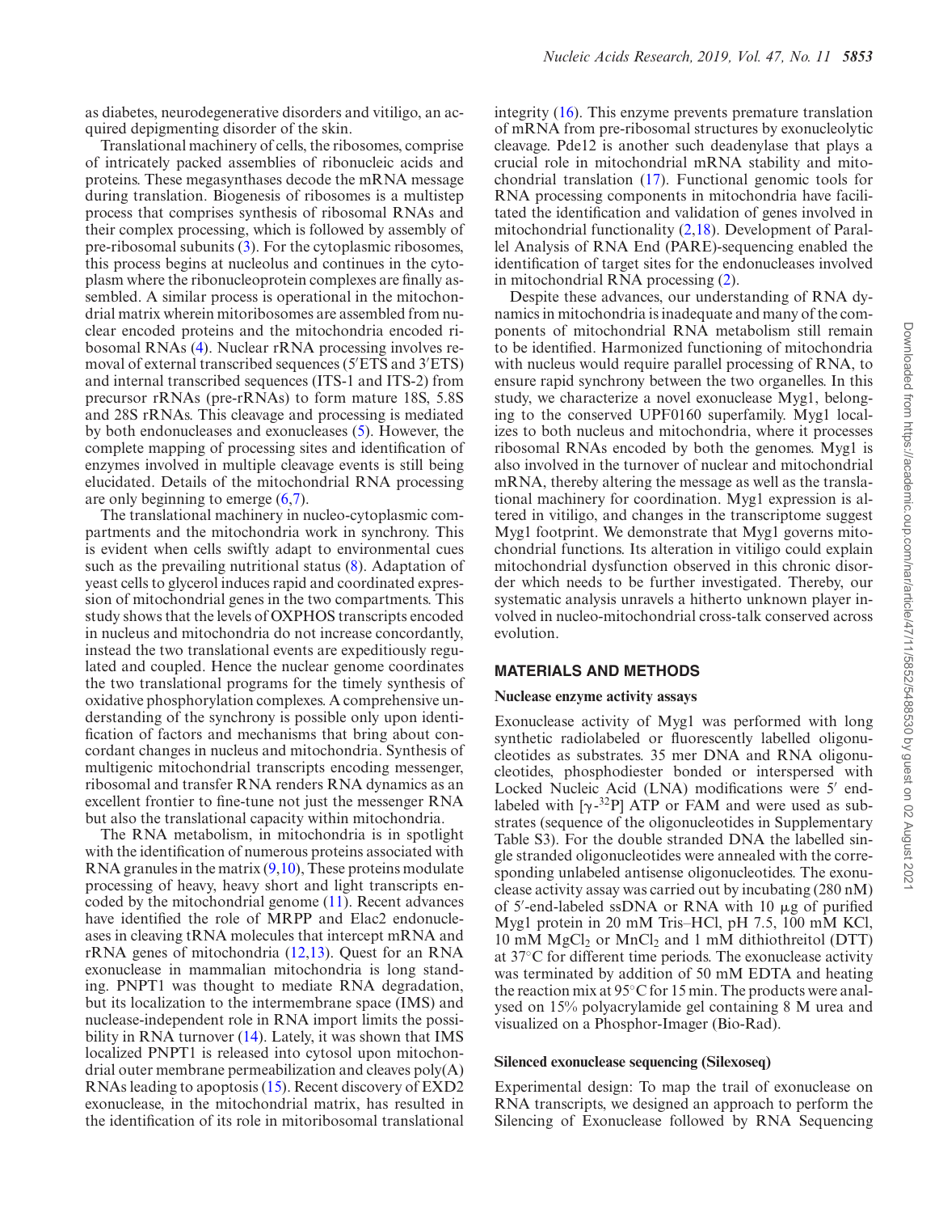as diabetes, neurodegenerative disorders and vitiligo, an acquired depigmenting disorder of the skin.

Translational machinery of cells, the ribosomes, comprise of intricately packed assemblies of ribonucleic acids and proteins. These megasynthases decode the mRNA message during translation. Biogenesis of ribosomes is a multistep process that comprises synthesis of ribosomal RNAs and their complex processing, which is followed by assembly of pre-ribosomal subunits (3). For the cytoplasmic ribosomes, this process begins at nucleolus and continues in the cytoplasm where the ribonucleoprotein complexes are finally assembled. A similar process is operational in the mitochondrial matrix wherein mitoribosomes are assembled from nuclear encoded proteins and the mitochondria encoded ribosomal RNAs (4). Nuclear rRNA processing involves removal of external transcribed sequences (5′ETS and 3′ETS) and internal transcribed sequences (ITS-1 and ITS-2) from precursor rRNAs (pre-rRNAs) to form mature 18S, 5.8S and 28S rRNAs. This cleavage and processing is mediated by both endonucleases and exonucleases (5). However, the complete mapping of processing sites and identification of enzymes involved in multiple cleavage events is still being elucidated. Details of the mitochondrial RNA processing are only beginning to emerge (6,7).

The translational machinery in nucleo-cytoplasmic compartments and the mitochondria work in synchrony. This is evident when cells swiftly adapt to environmental cues such as the prevailing nutritional status (8). Adaptation of yeast cells to glycerol induces rapid and coordinated expression of mitochondrial genes in the two compartments. This study shows that the levels of OXPHOS transcripts encoded in nucleus and mitochondria do not increase concordantly, instead the two translational events are expeditiously regulated and coupled. Hence the nuclear genome coordinates the two translational programs for the timely synthesis of oxidative phosphorylation complexes. A comprehensive understanding of the synchrony is possible only upon identification of factors and mechanisms that bring about concordant changes in nucleus and mitochondria. Synthesis of multigenic mitochondrial transcripts encoding messenger, ribosomal and transfer RNA renders RNA dynamics as an excellent frontier to fine-tune not just the messenger RNA but also the translational capacity within mitochondria.

The RNA metabolism, in mitochondria is in spotlight with the identification of numerous proteins associated with RNA granules in the matrix (9,10), These proteins modulate processing of heavy, heavy short and light transcripts encoded by the mitochondrial genome (11). Recent advances have identified the role of MRPP and Elac2 endonucleases in cleaving tRNA molecules that intercept mRNA and rRNA genes of mitochondria (12,13). Quest for an RNA exonuclease in mammalian mitochondria is long standing. PNPT1 was thought to mediate RNA degradation, but its localization to the intermembrane space (IMS) and nuclease-independent role in RNA import limits the possibility in RNA turnover (14). Lately, it was shown that IMS localized PNPT1 is released into cytosol upon mitochondrial outer membrane permeabilization and cleaves poly(A) RNAs leading to apoptosis (15). Recent discovery of EXD2 exonuclease, in the mitochondrial matrix, has resulted in the identification of its role in mitoribosomal translational integrity (16). This enzyme prevents premature translation of mRNA from pre-ribosomal structures by exonucleolytic cleavage. Pde12 is another such deadenylase that plays a crucial role in mitochondrial mRNA stability and mitochondrial translation (17). Functional genomic tools for RNA processing components in mitochondria have facilitated the identification and validation of genes involved in mitochondrial functionality (2,18). Development of Parallel Analysis of RNA End (PARE)-sequencing enabled the identification of target sites for the endonucleases involved in mitochondrial RNA processing (2).

Despite these advances, our understanding of RNA dynamics in mitochondria is inadequate and many of the components of mitochondrial RNA metabolism still remain to be identified. Harmonized functioning of mitochondria with nucleus would require parallel processing of RNA, to ensure rapid synchrony between the two organelles. In this study, we characterize a novel exonuclease Myg1, belonging to the conserved UPF0160 superfamily. Myg1 localizes to both nucleus and mitochondria, where it processes ribosomal RNAs encoded by both the genomes. Myg1 is also involved in the turnover of nuclear and mitochondrial mRNA, thereby altering the message as well as the translational machinery for coordination. Myg1 expression is altered in vitiligo, and changes in the transcriptome suggest Myg1 footprint. We demonstrate that Myg1 governs mitochondrial functions. Its alteration in vitiligo could explain mitochondrial dysfunction observed in this chronic disorder which needs to be further investigated. Thereby, our systematic analysis unravels a hitherto unknown player involved in nucleo-mitochondrial cross-talk conserved across evolution.

## MATERIALS AND METHODS

### Nuclease enzyme activity assays

Exonuclease activity of Myg1 was performed with long synthetic radiolabeled or fluorescently labelled oligonucleotides as substrates. 35 mer DNA and RNA oligonucleotides, phosphodiester bonded or interspersed with Locked Nucleic Acid (LNA) modifications were 5′ end-labeled with [$\gamma$-$^{32}$P] ATP or FAM and were used as substrates (sequence of the oligonucleotides in Supplementary Table S3). For the double stranded DNA the labelled single stranded oligonucleotides were annealed with the corresponding unlabeled antisense oligonucleotides. The exonuclease activity assay was carried out by incubating (280 nM) of 5′-end-labeled ssDNA or RNA with 10 μg of purified Myg1 protein in 20 mM Tris–HCl, pH 7.5, 100 mM KCl, 10 mM $MgCl_2$ or $MnCl_2$ and 1 mM dithiothreitol (DTT) at 37°C for different time periods. The exonuclease activity was terminated by addition of 50 mM EDTA and heating the reaction mix at 95°C for 15 min. The products were analysed on 15% polyacrylamide gel containing 8 M urea and visualized on a Phosphor-Imager (Bio-Rad).

### Silenced exonuclease sequencing (Silexoseq)

Experimental design: To map the trail of exonuclease on RNA transcripts, we designed an approach to perform the Silencing of Exonuclease followed by RNA Sequencing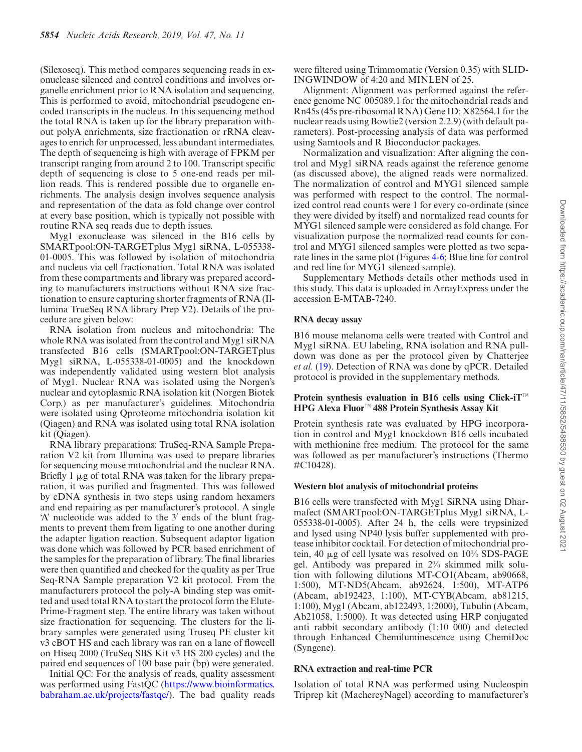(Silexoseq). This method compares sequencing reads in exonuclease silenced and control conditions and involves organelle enrichment prior to RNA isolation and sequencing. This is performed to avoid, mitochondrial pseudogene encoded transcripts in the nucleus. In this sequencing method the total RNA is taken up for the library preparation without polyA enrichments, size fractionation or rRNA cleavages to enrich for unprocessed, less abundant intermediates. The depth of sequencing is high with average of FPKM per transcript ranging from around 2 to 100. Transcript specific depth of sequencing is close to 5 one-end reads per million reads. This is rendered possible due to organelle enrichments. The analysis design involves sequence analysis and representation of the data as fold change over control at every base position, which is typically not possible with routine RNA seq reads due to depth issues.

Myg1 exonuclease was silenced in the B16 cells by SMARTpool:ON-TARGETplus Myg1 siRNA, L-055338-01-0005. This was followed by isolation of mitochondria and nucleus via cell fractionation. Total RNA was isolated from these compartments and library was prepared according to manufacturers instructions without RNA size fractionation to ensure capturing shorter fragments of RNA (Illumina TrueSeq RNA library Prep V2). Details of the procedure are given below:

RNA isolation from nucleus and mitochondria: The whole RNA was isolated from the control and Myg1 siRNA transfected B16 cells (SMARTpool:ON-TARGETplus Myg1 siRNA, L-055338-01-0005) and the knockdown was independently validated using western blot analysis of Myg1. Nuclear RNA was isolated using the Norgen's nuclear and cytoplasmic RNA isolation kit (Norgen Biotek Corp.) as per manufacturer's guidelines. Mitochondria were isolated using Qproteome mitochondria isolation kit (Qiagen) and RNA was isolated using total RNA isolation kit (Qiagen).

RNA library preparations: TruSeq-RNA Sample Preparation V2 kit from Illumina was used to prepare libraries for sequencing mouse mitochondrial and the nuclear RNA. Briefly 1 μg of total RNA was taken for the library preparation, it was purified and fragmented. This was followed by cDNA synthesis in two steps using random hexamers and end repairing as per manufacturer's protocol. A single 'A' nucleotide was added to the 3′ ends of the blunt fragments to prevent them from ligating to one another during the adapter ligation reaction. Subsequent adaptor ligation was done which was followed by PCR based enrichment of the samples for the preparation of library. The final libraries were then quantified and checked for the quality as per True Seq-RNA Sample preparation V2 kit protocol. From the manufacturers protocol the poly-A binding step was omitted and used total RNA to start the protocol form the Elute-Prime-Fragment step. The entire library was taken without size fractionation for sequencing. The clusters for the library samples were generated using Truseq PE cluster kit v3 cBOT HS and each library was ran on a lane of flowcell on Hiseq 2000 (TruSeq SBS Kit v3 HS 200 cycles) and the paired end sequences of 100 base pair (bp) were generated.

Initial QC: For the analysis of reads, quality assessment was performed using FastQC (https://www.bioinformatics.babraham.ac.uk/projects/fastqc/). The bad quality reads were filtered using Trimmomatic (Version 0.35) with SLIDINGWINDOW of 4:20 and MINLEN of 25.

Alignment: Alignment was performed against the reference genome NC_005089.1 for the mitochondrial reads and Rn45s (45s pre-ribosomal RNA) Gene ID: X82564.1 for the nuclear reads using Bowtie2 (version 2.2.9) (with default parameters). Post-processing analysis of data was performed using Samtools and R Bioconductor packages.

Normalization and visualization: After aligning the control and Myg1 siRNA reads against the reference genome (as discussed above), the aligned reads were normalized. The normalization of control and MYG1 silenced sample was performed with respect to the control. The normalized control read counts were 1 for every co-ordinate (since they were divided by itself) and normalized read counts for MYG1 silenced sample were considered as fold change. For visualization purpose the normalized read counts for control and MYG1 silenced samples were plotted as two separate lines in the same plot (Figures 4-6; Blue line for control and red line for MYG1 silenced sample).

Supplementary Methods details other methods used in this study. This data is uploaded in ArrayExpress under the accession E-MTAB-7240.

## RNA decay assay

B16 mouse melanoma cells were treated with Control and Myg1 siRNA. EU labeling, RNA isolation and RNA pull-down was done as per the protocol given by Chatterjee *et al.* (19). Detection of RNA was done by qPCR. Detailed protocol is provided in the supplementary methods.

## Protein synthesis evaluation in B16 cells using Click-iT™ HPG Alexa Fluor™ 488 Protein Synthesis Assay Kit

Protein synthesis rate was evaluated by HPG incorporation in control and Myg1 knockdown B16 cells incubated with methionine free medium. The protocol for the same was followed as per manufacturer's instructions (Thermo #C10428).

## Western blot analysis of mitochondrial proteins

B16 cells were transfected with Myg1 SiRNA using Dharmafect (SMARTpool:ON-TARGETplus Myg1 siRNA, L-055338-01-0005). After 24 h, the cells were trypsinized and lysed using NP40 lysis buffer supplemented with protease inhibitor cocktail. For detection of mitochondrial protein, 40 μg of cell lysate was resolved on 10% SDS-PAGE gel. Antibody was prepared in 2% skimmed milk solution with following dilutions MT-CO1(Abcam, ab90668, 1:500), MT-ND5(Abcam, ab92624, 1:500), MT-ATP6 (Abcam, ab192423, 1:100), MT-CYB(Abcam, ab81215, 1:100), Myg1 (Abcam, ab122493, 1:2000), Tubulin (Abcam, Ab21058, 1:5000). It was detected using HRP conjugated anti rabbit secondary antibody (1:10 000) and detected through Enhanced Chemiluminescence using ChemiDoc (Syngene).

## RNA extraction and real-time PCR

Isolation of total RNA was performed using Nucleospin Triprep kit (MachereyNagel) according to manufacturer's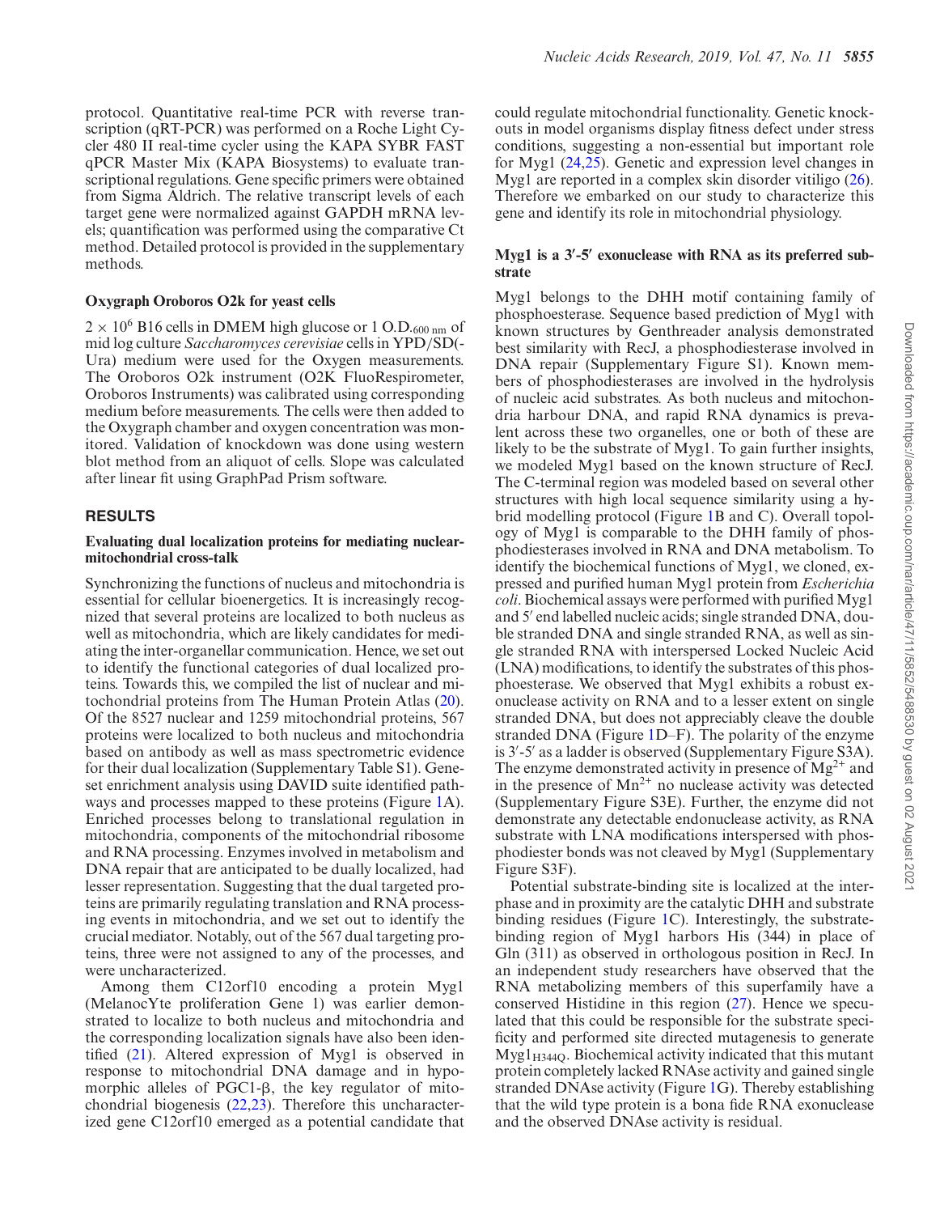protocol. Quantitative real-time PCR with reverse transcription (qRT-PCR) was performed on a Roche Light Cycler 480 II real-time cycler using the KAPA SYBR FAST qPCR Master Mix (KAPA Biosystems) to evaluate transcriptional regulations. Gene specific primers were obtained from Sigma Aldrich. The relative transcript levels of each target gene were normalized against GAPDH mRNA levels; quantification was performed using the comparative Ct method. Detailed protocol is provided in the supplementary methods.

### Oxygraph Oroboros O2k for yeast cells

$2 \times 10^6$ B16 cells in DMEM high glucose or 1 $O.D._{600\ nm}$ of mid log culture *Saccharomyces cerevisiae* cells in YPD/SD(-Ura) medium were used for the Oxygen measurements. The Oroboros O2k instrument (O2K FluoRespirometer, Oroboros Instruments) was calibrated using corresponding medium before measurements. The cells were then added to the Oxygraph chamber and oxygen concentration was monitored. Validation of knockdown was done using western blot method from an aliquot of cells. Slope was calculated after linear fit using GraphPad Prism software.

## RESULTS

### Evaluating dual localization proteins for mediating nuclear-mitochondrial cross-talk

Synchronizing the functions of nucleus and mitochondria is essential for cellular bioenergetics. It is increasingly recognized that several proteins are localized to both nucleus as well as mitochondria, which are likely candidates for mediating the inter-organellar communication. Hence, we set out to identify the functional categories of dual localized proteins. Towards this, we compiled the list of nuclear and mitochondrial proteins from The Human Protein Atlas (20). Of the 8527 nuclear and 1259 mitochondrial proteins, 567 proteins were localized to both nucleus and mitochondria based on antibody as well as mass spectrometric evidence for their dual localization (Supplementary Table S1). Geneset enrichment analysis using DAVID suite identified pathways and processes mapped to these proteins (Figure 1A). Enriched processes belong to translational regulation in mitochondria, components of the mitochondrial ribosome and RNA processing. Enzymes involved in metabolism and DNA repair that are anticipated to be dually localized, had lesser representation. Suggesting that the dual targeted proteins are primarily regulating translation and RNA processing events in mitochondria, and we set out to identify the crucial mediator. Notably, out of the 567 dual targeting proteins, three were not assigned to any of the processes, and were uncharacterized.

Among them C12orf10 encoding a protein Myg1 (MelanocYte proliferation Gene 1) was earlier demonstrated to localize to both nucleus and mitochondria and the corresponding localization signals have also been identified (21). Altered expression of Myg1 is observed in response to mitochondrial DNA damage and in hypomorphic alleles of PGC1-β, the key regulator of mitochondrial biogenesis (22,23). Therefore this uncharacterized gene C12orf10 emerged as a potential candidate that could regulate mitochondrial functionality. Genetic knockouts in model organisms display fitness defect under stress conditions, suggesting a non-essential but important role for Myg1 (24,25). Genetic and expression level changes in Myg1 are reported in a complex skin disorder vitiligo (26). Therefore we embarked on our study to characterize this gene and identify its role in mitochondrial physiology.

### Myg1 is a 3′-5′ exonuclease with RNA as its preferred substrate

Myg1 belongs to the DHH motif containing family of phosphoesterase. Sequence based prediction of Myg1 with known structures by Genthreader analysis demonstrated best similarity with RecJ, a phosphodiesterase involved in DNA repair (Supplementary Figure S1). Known members of phosphodiesterases are involved in the hydrolysis of nucleic acid substrates. As both nucleus and mitochondria harbour DNA, and rapid RNA dynamics is prevalent across these two organelles, one or both of these are likely to be the substrate of Myg1. To gain further insights, we modeled Myg1 based on the known structure of RecJ. The C-terminal region was modeled based on several other structures with high local sequence similarity using a hybrid modelling protocol (Figure 1B and C). Overall topology of Myg1 is comparable to the DHH family of phosphodiesterases involved in RNA and DNA metabolism. To identify the biochemical functions of Myg1, we cloned, expressed and purified human Myg1 protein from *Escherichia coli*. Biochemical assays were performed with purified Myg1 and 5′ end labelled nucleic acids; single stranded DNA, double stranded DNA and single stranded RNA, as well as single stranded RNA with interspersed Locked Nucleic Acid (LNA) modifications, to identify the substrates of this phosphoesterase. We observed that Myg1 exhibits a robust exonuclease activity on RNA and to a lesser extent on single stranded DNA, but does not appreciably cleave the double stranded DNA (Figure 1D–F). The polarity of the enzyme is 3′-5′ as a ladder is observed (Supplementary Figure S3A). The enzyme demonstrated activity in presence of $Mg^{2+}$ and in the presence of $Mn^{2+}$ no nuclease activity was detected (Supplementary Figure S3E). Further, the enzyme did not demonstrate any detectable endonuclease activity, as RNA substrate with LNA modifications interspersed with phosphodiester bonds was not cleaved by Myg1 (Supplementary Figure S3F).

Potential substrate-binding site is localized at the interphase and in proximity are the catalytic DHH and substrate binding residues (Figure 1C). Interestingly, the substrate-binding region of Myg1 harbors His (344) in place of Gln (311) as observed in orthologous position in RecJ. In an independent study researchers have observed that the RNA metabolizing members of this superfamily have a conserved Histidine in this region (27). Hence we speculated that this could be responsible for the substrate specificity and performed site directed mutagenesis to generate $Myg1_{H344Q}$. Biochemical activity indicated that this mutant protein completely lacked RNAse activity and gained single stranded DNAse activity (Figure 1G). Thereby establishing that the wild type protein is a bona fide RNA exonuclease and the observed DNAse activity is residual.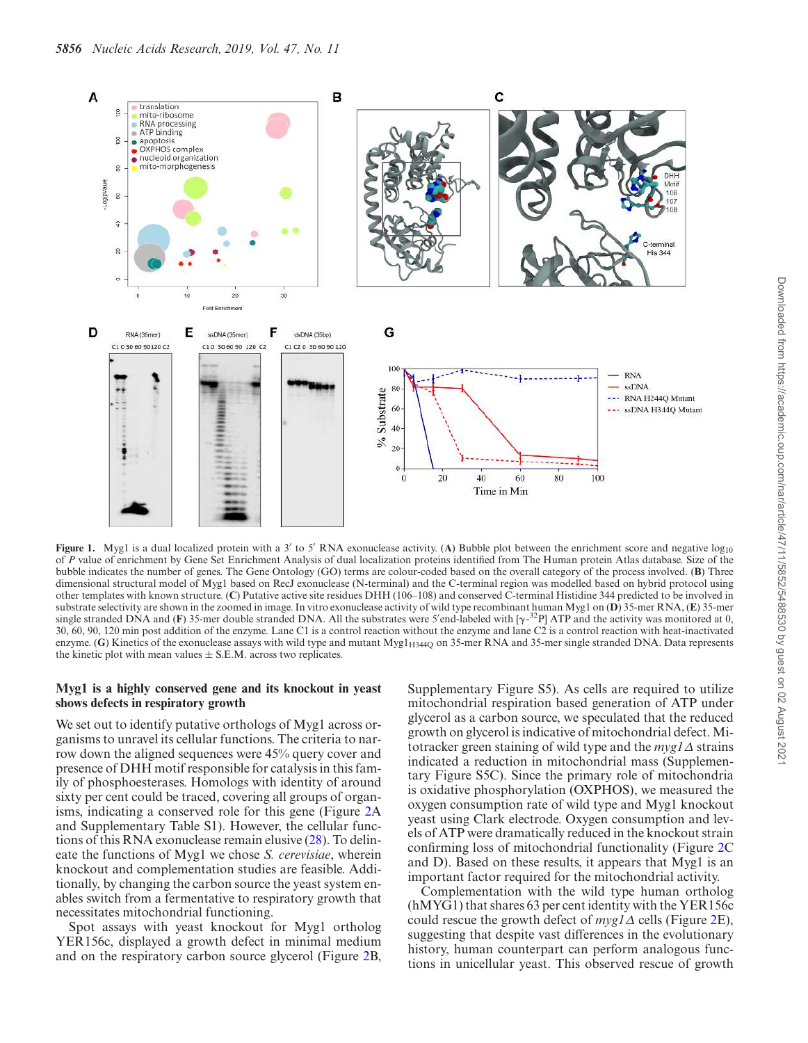**Figure 1.** Myg1 is a dual localized protein with a 3′ to 5′ RNA exonuclease activity. (**A**) Bubble plot between the enrichment score and negative $\log_{10}$ of *P* value of enrichment by Gene Set Enrichment Analysis of dual localization proteins identified from The Human protein Atlas database. Size of the bubble indicates the number of genes. The Gene Ontology (GO) terms are colour-coded based on the overall category of the process involved. (**B**) Three dimensional structural model of Myg1 based on RecJ exonuclease (N-terminal) and the C-terminal region was modelled based on hybrid protocol using other templates with known structure. (**C**) Putative active site residues DHH (106–108) and conserved C-terminal Histidine 344 predicted to be involved in substrate selectivity are shown in the zoomed in image. In vitro exonuclease activity of wild type recombinant human Myg1 on (**D**) 35-mer RNA, (**E**) 35-mer single stranded DNA and (**F**) 35-mer double stranded DNA. All the substrates were 5′end-labeled with [$\gamma$-$^{32}$P] ATP and the activity was monitored at 0, 30, 60, 90, 120 min post addition of the enzyme. Lane C1 is a control reaction without the enzyme and lane C2 is a control reaction with heat-inactivated enzyme. (**G**) Kinetics of the exonuclease assays with wild type and mutant Myg1$_{H344Q}$ on 35-mer RNA and 35-mer single stranded DNA. Data represents the kinetic plot with mean values ± S.E.M. across two replicates.

### Myg1 is a highly conserved gene and its knockout in yeast shows defects in respiratory growth

We set out to identify putative orthologs of Myg1 across organisms to unravel its cellular functions. The criteria to narrow down the aligned sequences were 45% query cover and presence of DHH motif responsible for catalysis in this family of phosphoesterases. Homologs with identity of around sixty per cent could be traced, covering all groups of organisms, indicating a conserved role for this gene (Figure 2A and Supplementary Table S1). However, the cellular functions of this RNA exonuclease remain elusive (28). To delineate the functions of Myg1 we chose *S. cerevisiae*, wherein knockout and complementation studies are feasible. Additionally, by changing the carbon source the yeast system enables switch from a fermentative to respiratory growth that necessitates mitochondrial functioning.

Spot assays with yeast knockout for Myg1 ortholog YER156c, displayed a growth defect in minimal medium and on the respiratory carbon source glycerol (Figure 2B, Supplementary Figure S5). As cells are required to utilize mitochondrial respiration based generation of ATP under glycerol as a carbon source, we speculated that the reduced growth on glycerol is indicative of mitochondrial defect. Mitotracker green staining of wild type and the *myg1Δ* strains indicated a reduction in mitochondrial mass (Supplementary Figure S5C). Since the primary role of mitochondria is oxidative phosphorylation (OXPHOS), we measured the oxygen consumption rate of wild type and Myg1 knockout yeast using Clark electrode. Oxygen consumption and levels of ATP were dramatically reduced in the knockout strain confirming loss of mitochondrial functionality (Figure 2C and D). Based on these results, it appears that Myg1 is an important factor required for the mitochondrial activity.

Complementation with the wild type human ortholog (hMYG1) that shares 63 per cent identity with the YER156c could rescue the growth defect of *myg1Δ* cells (Figure 2E), suggesting that despite vast differences in the evolutionary history, human counterpart can perform analogous functions in unicellular yeast. This observed rescue of growth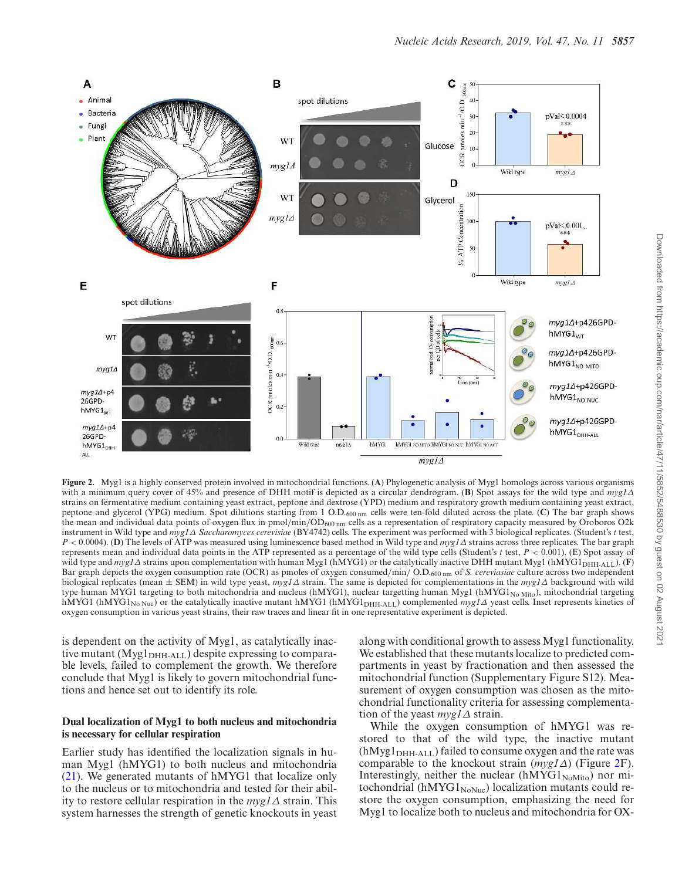**Figure 2.** Myg1 is a highly conserved protein involved in mitochondrial functions. (**A**) Phylogenetic analysis of Myg1 homologs across various organisms with a minimum query cover of 45% and presence of DHH motif is depicted as a circular dendrogram. (**B**) Spot assays for the wild type and *myg1Δ* strains on fermentative medium containing yeast extract, peptone and dextrose (YPD) medium and respiratory growth medium containing yeast extract, peptone and glycerol (YPG) medium. Spot dilutions starting from 1 $O.D._{600\ nm}$ cells were ten-fold diluted across the plate. (**C**) The bar graph shows the mean and individual data points of oxygen flux in pmol/min/$OD_{600\ nm}$ cells as a representation of respiratory capacity measured by Oroboros O2k instrument in Wild type and *myg1Δ Saccharomyces cerevisiae* (BY4742) cells. The experiment was performed with 3 biological replicates. (Student's *t* test, $P < 0.0004$). (**D**) The levels of ATP was measured using luminescence based method in Wild type and *myg1Δ* strains across three replicates. The bar graph represents mean and individual data points in the ATP represented as a percentage of the wild type cells (Student's *t* test, $P < 0.001$). (E) Spot assay of wild type and *myg1Δ* strains upon complementation with human Myg1 (hMYG1) or the catalytically inactive DHH mutant Myg1 ($hMYG1_{DHH-ALL}$). (**F**) Bar graph depicts the oxygen consumption rate (OCR) as pmoles of oxygen consumed/min/ $O.D._{600\ nm}$ of *S. cereviasiae* culture across two independent biological replicates (mean ± SEM) in wild type yeast, *myg1Δ* strain. The same is depicted for complementations in the *myg1Δ* background with wild type human MYG1 targeting to both mitochondria and nucleus (hMYG1), nuclear targetting human Myg1 ($hMYG1_{No\ Mito}$), mitochondrial targeting hMYG1 ($hMYG1_{No\ Nuc}$) or the catalytically inactive mutant hMYG1 ($hMYG1_{DHH-ALL}$) complemented *myg1Δ* yeast cells. Inset represents kinetics of oxygen consumption in various yeast strains, their raw traces and linear fit in one representative experiment is depicted.

is dependent on the activity of Myg1, as catalytically inactive mutant ($Myg1_{DHH-ALL}$) despite expressing to comparable levels, failed to complement the growth. We therefore conclude that Myg1 is likely to govern mitochondrial functions and hence set out to identify its role.

### Dual localization of Myg1 to both nucleus and mitochondria is necessary for cellular respiration

Earlier study has identified the localization signals in human Myg1 (hMYG1) to both nucleus and mitochondria (21). We generated mutants of hMYG1 that localize only to the nucleus or to mitochondria and tested for their ability to restore cellular respiration in the *myg1Δ* strain. This system harnesses the strength of genetic knockouts in yeast along with conditional growth to assess Myg1 functionality. We established that these mutants localize to predicted compartments in yeast by fractionation and then assessed the mitochondrial function (Supplementary Figure S12). Measurement of oxygen consumption was chosen as the mitochondrial functionality criteria for assessing complementation of the yeast *myg1Δ* strain.

While the oxygen consumption of hMYG1 was restored to that of the wild type, the inactive mutant ($hMyg1_{DHH-ALL}$) failed to consume oxygen and the rate was comparable to the knockout strain (*myg1Δ*) (Figure 2F). Interestingly, neither the nuclear ($hMYG1_{NoMito}$) nor mitochondrial ($hMYG1_{NoNuc}$) localization mutants could restore the oxygen consumption, emphasizing the need for Myg1 to localize both to nucleus and mitochondria for OX-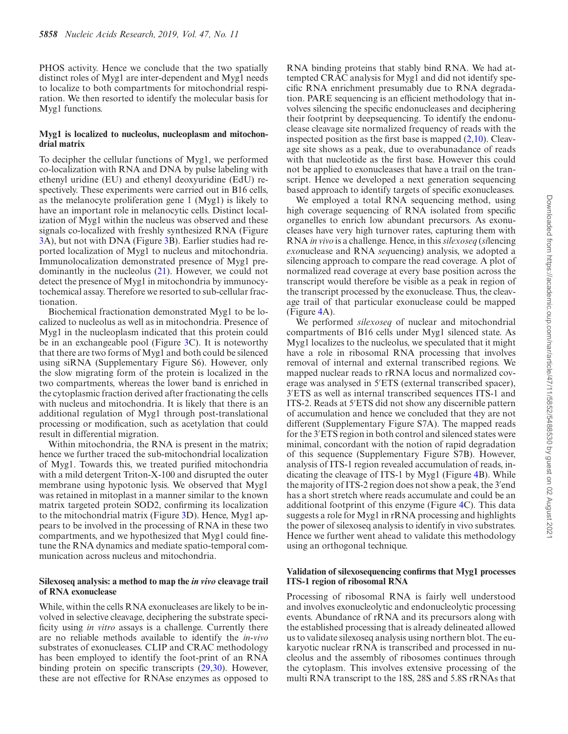PHOS activity. Hence we conclude that the two spatially distinct roles of Myg1 are inter-dependent and Myg1 needs to localize to both compartments for mitochondrial respiration. We then resorted to identify the molecular basis for Myg1 functions.

### Myg1 is localized to nucleolus, nucleoplasm and mitochondrial matrix

To decipher the cellular functions of Myg1, we performed co-localization with RNA and DNA by pulse labeling with ethenyl uridine (EU) and ethenyl deoxyuridine (EdU) respectively. These experiments were carried out in B16 cells, as the melanocyte proliferation gene 1 (Myg1) is likely to have an important role in melanocytic cells. Distinct localization of Myg1 within the nucleus was observed and these signals co-localized with freshly synthesized RNA (Figure 3A), but not with DNA (Figure 3B). Earlier studies had reported localization of Myg1 to nucleus and mitochondria. Immunolocalization demonstrated presence of Myg1 predominantly in the nucleolus (21). However, we could not detect the presence of Myg1 in mitochondria by immunocytochemical assay. Therefore we resorted to sub-cellular fractionation.

Biochemical fractionation demonstrated Myg1 to be localized to nucleolus as well as in mitochondria. Presence of Myg1 in the nucleoplasm indicated that this protein could be in an exchangeable pool (Figure 3C). It is noteworthy that there are two forms of Myg1 and both could be silenced using siRNA (Supplementary Figure S6). However, only the slow migrating form of the protein is localized in the two compartments, whereas the lower band is enriched in the cytoplasmic fraction derived after fractionating the cells with nucleus and mitochondria. It is likely that there is an additional regulation of Myg1 through post-translational processing or modification, such as acetylation that could result in differential migration.

Within mitochondria, the RNA is present in the matrix; hence we further traced the sub-mitochondrial localization of Myg1. Towards this, we treated purified mitochondria with a mild detergent Triton-X-100 and disrupted the outer membrane using hypotonic lysis. We observed that Myg1 was retained in mitoplast in a manner similar to the known matrix targeted protein SOD2, confirming its localization to the mitochondrial matrix (Figure 3D). Hence, Myg1 appears to be involved in the processing of RNA in these two compartments, and we hypothesized that Myg1 could finetune the RNA dynamics and mediate spatio-temporal communication across nucleus and mitochondria.

### Silexoseq analysis: a method to map the *in vivo* cleavage trail of RNA exonuclease

While, within the cells RNA exonucleases are likely to be involved in selective cleavage, deciphering the substrate specificity using *in vitro* assays is a challenge. Currently there are no reliable methods available to identify the *in-vivo* substrates of exonucleases. CLIP and CRAC methodology has been employed to identify the foot-print of an RNA binding protein on specific transcripts (29,30). However, these are not effective for RNAse enzymes as opposed to RNA binding proteins that stably bind RNA. We had attempted CRAC analysis for Myg1 and did not identify specific RNA enrichment presumably due to RNA degradation. PARE sequencing is an efficient methodology that involves silencing the specific endonucleases and deciphering their footprint by deepsequencing. To identify the endonuclease cleavage site normalized frequency of reads with the inspected position as the first base is mapped (2,10). Cleavage site shows as a peak, due to overabunadance of reads with that nucleotide as the first base. However this could not be applied to exonucleases that have a trail on the transcript. Hence we developed a next generation sequencing based approach to identify targets of specific exonucleases.

We employed a total RNA sequencing method, using high coverage sequencing of RNA isolated from specific organelles to enrich low abundant precursors. As exonucleases have very high turnover rates, capturing them with RNA *in vivo* is a challenge. Hence, in this *silexoseq* (*si*lencing *exo*nuclease and RNA *seq*uencing) analysis, we adopted a silencing approach to compare the read coverage. A plot of normalized read coverage at every base position across the transcript would therefore be visible as a peak in region of the transcript processed by the exonuclease. Thus, the cleavage trail of that particular exonuclease could be mapped (Figure 4A).

We performed *silexoseq* of nuclear and mitochondrial compartments of B16 cells under Myg1 silenced state. As Myg1 localizes to the nucleolus, we speculated that it might have a role in ribosomal RNA processing that involves removal of internal and external transcribed regions. We mapped nuclear reads to rRNA locus and normalized coverage was analysed in 5′ETS (external transcribed spacer), 3′ETS as well as internal transcribed sequences ITS-1 and ITS-2. Reads at 5′ETS did not show any discernible pattern of accumulation and hence we concluded that they are not different (Supplementary Figure S7A). The mapped reads for the 3′ETS region in both control and silenced states were minimal, concordant with the notion of rapid degradation of this sequence (Supplementary Figure S7B). However, analysis of ITS-1 region revealed accumulation of reads, indicating the cleavage of ITS-1 by Myg1 (Figure 4B). While the majority of ITS-2 region does not show a peak, the 3′end has a short stretch where reads accumulate and could be an additional footprint of this enzyme (Figure 4C). This data suggests a role for Myg1 in rRNA processing and highlights the power of silexoseq analysis to identify in vivo substrates. Hence we further went ahead to validate this methodology using an orthogonal technique.

### Validation of silexosequencing confirms that Myg1 processes ITS-1 region of ribosomal RNA

Processing of ribosomal RNA is fairly well understood and involves exonucleolytic and endonucleolytic processing events. Abundance of rRNA and its precursors along with the established processing that is already delineated allowed us to validate silexoseq analysis using northern blot. The eukaryotic nuclear rRNA is transcribed and processed in nucleolus and the assembly of ribosomes continues through the cytoplasm. This involves extensive processing of the multi RNA transcript to the 18S, 28S and 5.8S rRNAs that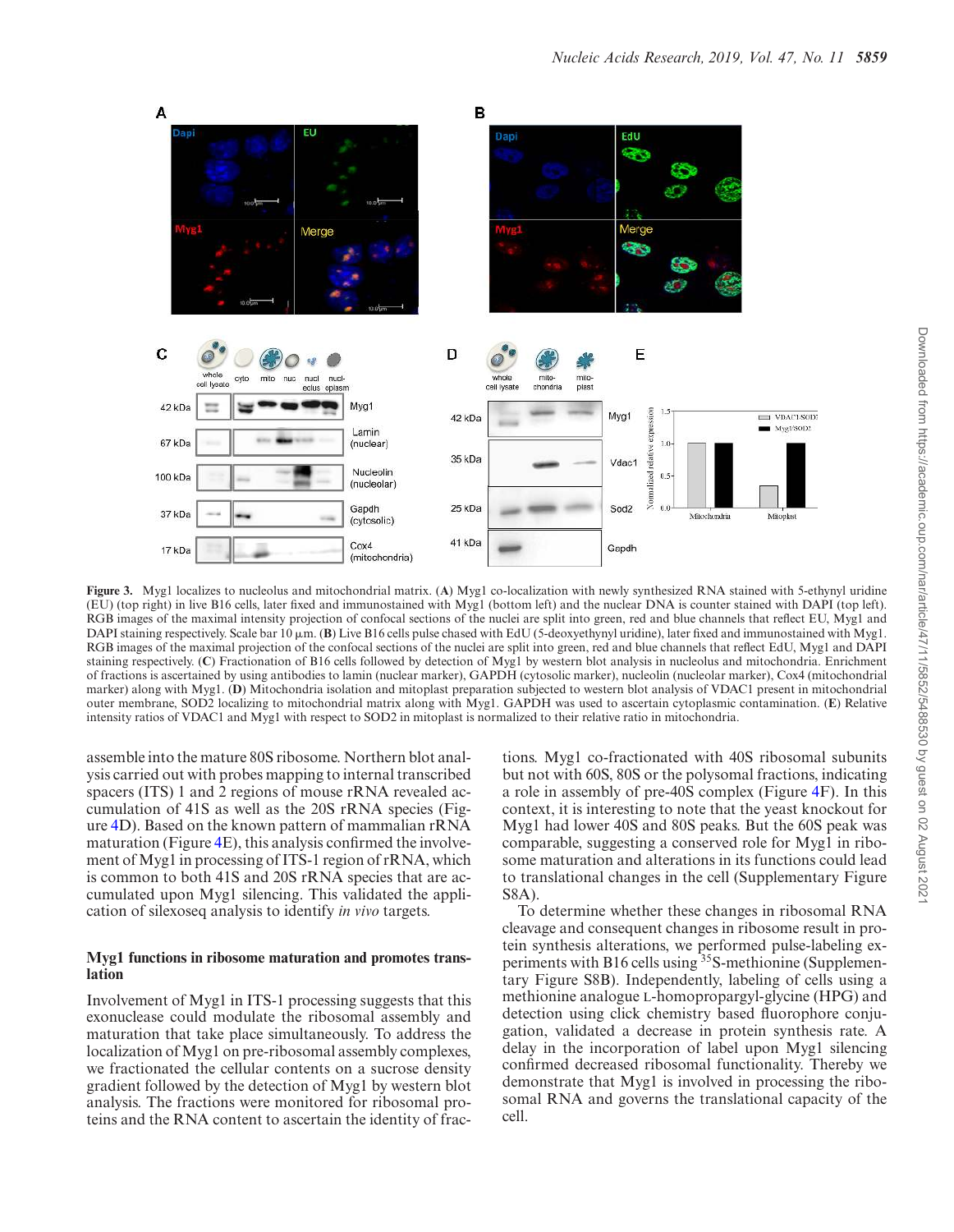**Figure 3.** Myg1 localizes to nucleolus and mitochondrial matrix. (**A**) Myg1 co-localization with newly synthesized RNA stained with 5-ethynyl uridine (EU) (top right) in live B16 cells, later fixed and immunostained with Myg1 (bottom left) and the nuclear DNA is counter stained with DAPI (top left). RGB images of the maximal intensity projection of confocal sections of the nuclei are split into green, red and blue channels that reflect EU, Myg1 and DAPI staining respectively. Scale bar 10 μm. (**B**) Live B16 cells pulse chased with EdU (5-deoxyethynyl uridine), later fixed and immunostained with Myg1. RGB images of the maximal projection of the confocal sections of the nuclei are split into green, red and blue channels that reflect EdU, Myg1 and DAPI staining respectively. (**C**) Fractionation of B16 cells followed by detection of Myg1 by western blot analysis in nucleolus and mitochondria. Enrichment of fractions is ascertained by using antibodies to lamin (nuclear marker), GAPDH (cytosolic marker), nucleolin (nucleolar marker), Cox4 (mitochondrial marker) along with Myg1. (**D**) Mitochondria isolation and mitoplast preparation subjected to western blot analysis of VDAC1 present in mitochondrial outer membrane, SOD2 localizing to mitochondrial matrix along with Myg1. GAPDH was used to ascertain cytoplasmic contamination. (**E**) Relative intensity ratios of VDAC1 and Myg1 with respect to SOD2 in mitoplast is normalized to their relative ratio in mitochondria.

assemble into the mature 80S ribosome. Northern blot analysis carried out with probes mapping to internal transcribed spacers (ITS) 1 and 2 regions of mouse rRNA revealed accumulation of 41S as well as the 20S rRNA species (Figure 4D). Based on the known pattern of mammalian rRNA maturation (Figure 4E), this analysis confirmed the involvement of Myg1 in processing of ITS-1 region of rRNA, which is common to both 41S and 20S rRNA species that are accumulated upon Myg1 silencing. This validated the application of silexoseq analysis to identify *in vivo* targets.

## Myg1 functions in ribosome maturation and promotes translation

Involvement of Myg1 in ITS-1 processing suggests that this exonuclease could modulate the ribosomal assembly and maturation that take place simultaneously. To address the localization of Myg1 on pre-ribosomal assembly complexes, we fractionated the cellular contents on a sucrose density gradient followed by the detection of Myg1 by western blot analysis. The fractions were monitored for ribosomal proteins and the RNA content to ascertain the identity of fractions. Myg1 co-fractionated with 40S ribosomal subunits but not with 60S, 80S or the polysomal fractions, indicating a role in assembly of pre-40S complex (Figure 4F). In this context, it is interesting to note that the yeast knockout for Myg1 had lower 40S and 80S peaks. But the 60S peak was comparable, suggesting a conserved role for Myg1 in ribosome maturation and alterations in its functions could lead to translational changes in the cell (Supplementary Figure S8A).

To determine whether these changes in ribosomal RNA cleavage and consequent changes in ribosome result in protein synthesis alterations, we performed pulse-labeling experiments with B16 cells using $^{35}$S-methionine (Supplementary Figure S8B). Independently, labeling of cells using a methionine analogue L-homopropargyl-glycine (HPG) and detection using click chemistry based fluorophore conjugation, validated a decrease in protein synthesis rate. A delay in the incorporation of label upon Myg1 silencing confirmed decreased ribosomal functionality. Thereby we demonstrate that Myg1 is involved in processing the ribosomal RNA and governs the translational capacity of the cell.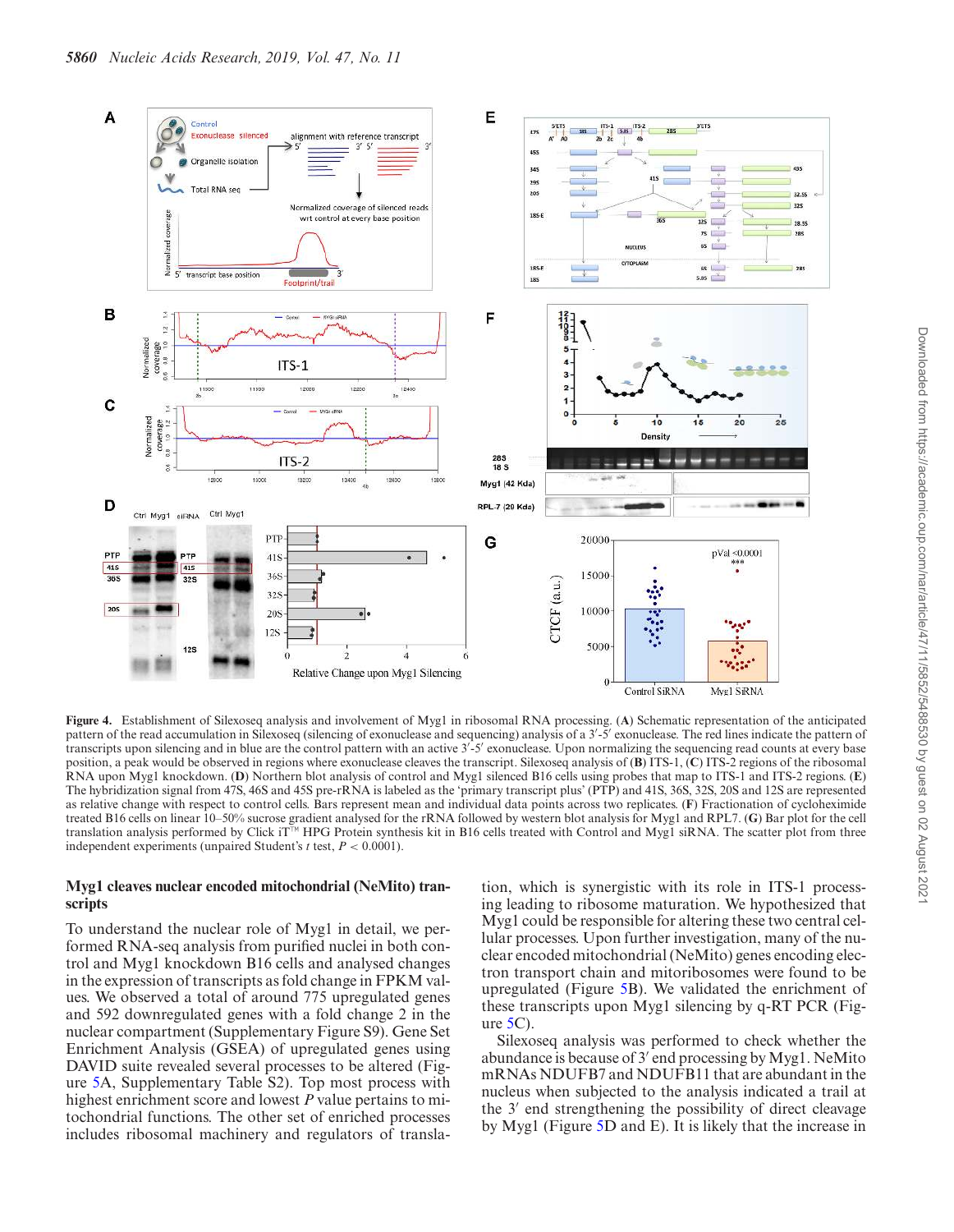**Figure 4.** Establishment of Silexoseq analysis and involvement of Myg1 in ribosomal RNA processing. (**A**) Schematic representation of the anticipated pattern of the read accumulation in Silexoseq (silencing of exonuclease and sequencing) analysis of a 3′-5′ exonuclease. The red lines indicate the pattern of transcripts upon silencing and in blue are the control pattern with an active 3′-5′ exonuclease. Upon normalizing the sequencing read counts at every base position, a peak would be observed in regions where exonuclease cleaves the transcript. Silexoseq analysis of (**B**) ITS-1, (**C**) ITS-2 regions of the ribosomal RNA upon Myg1 knockdown. (**D**) Northern blot analysis of control and Myg1 silenced B16 cells using probes that map to ITS-1 and ITS-2 regions. (**E**) The hybridization signal from 47S, 46S and 45S pre-rRNA is labeled as the 'primary transcript plus' (PTP) and 41S, 36S, 32S, 20S and 12S are represented as relative change with respect to control cells. Bars represent mean and individual data points across two replicates. (**F**) Fractionation of cycloheximide treated B16 cells on linear 10–50% sucrose gradient analysed for the rRNA followed by western blot analysis for Myg1 and RPL7. (**G**) Bar plot for the cell translation analysis performed by Click iT™ HPG Protein synthesis kit in B16 cells treated with Control and Myg1 siRNA. The scatter plot from three independent experiments (unpaired Student's *t* test, $P < 0.0001$).

### Myg1 cleaves nuclear encoded mitochondrial (NeMito) transcripts

To understand the nuclear role of Myg1 in detail, we performed RNA-seq analysis from purified nuclei in both control and Myg1 knockdown B16 cells and analysed changes in the expression of transcripts as fold change in FPKM values. We observed a total of around 775 upregulated genes and 592 downregulated genes with a fold change 2 in the nuclear compartment (Supplementary Figure S9). Gene Set Enrichment Analysis (GSEA) of upregulated genes using DAVID suite revealed several processes to be altered (Figure 5A, Supplementary Table S2). Top most process with highest enrichment score and lowest *P* value pertains to mitochondrial functions. The other set of enriched processes includes ribosomal machinery and regulators of translation, which is synergistic with its role in ITS-1 processing leading to ribosome maturation. We hypothesized that Myg1 could be responsible for altering these two central cellular processes. Upon further investigation, many of the nuclear encoded mitochondrial (NeMito) genes encoding electron transport chain and mitoribosomes were found to be upregulated (Figure 5B). We validated the enrichment of these transcripts upon Myg1 silencing by q-RT PCR (Figure 5C).

Silexoseq analysis was performed to check whether the abundance is because of 3′ end processing by Myg1. NeMito mRNAs NDUFB7 and NDUFB11 that are abundant in the nucleus when subjected to the analysis indicated a trail at the 3′ end strengthening the possibility of direct cleavage by Myg1 (Figure 5D and E). It is likely that the increase in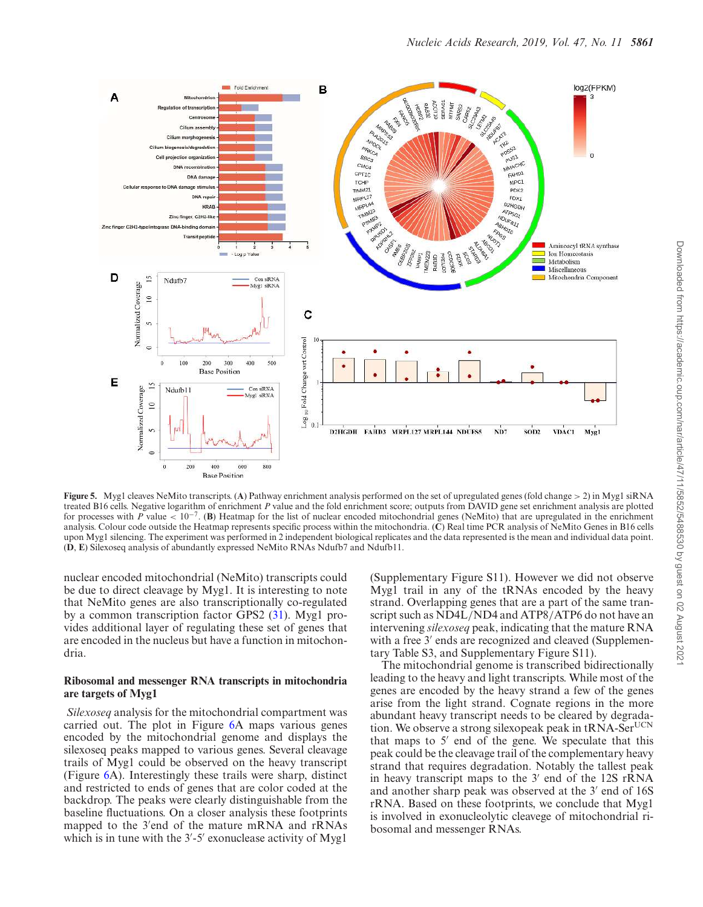**Figure 5.** Mygl cleaves NeMito transcripts. (**A**) Pathway enrichment analysis performed on the set of upregulated genes (fold change > 2) in Mygl siRNA treated B16 cells. Negative logarithm of enrichment *P* value and the fold enrichment score; outputs from DAVID gene set enrichment analysis are plotted for processes with *P* value < $10^{-7}$. (**B**) Heatmap for the list of nuclear encoded mitochondrial genes (NeMito) that are upregulated in the enrichment analysis. Colour code outside the Heatmap represents specific process within the mitochondria. (**C**) Real time PCR analysis of NeMito Genes in B16 cells upon Mygl silencing. The experiment was performed in 2 independent biological replicates and the data represented is the mean and individual data point. (**D**, **E**) Silexoseq analysis of abundantly expressed NeMito RNAs Ndufb7 and Ndufb11.

nuclear encoded mitochondrial (NeMito) transcripts could be due to direct cleavage by Mygl. It is interesting to note that NeMito genes are also transcriptionally co-regulated by a common transcription factor GPS2 (31). Mygl provides additional layer of regulating these set of genes that are encoded in the nucleus but have a function in mitochondria.

### Ribosomal and messenger RNA transcripts in mitochondria are targets of Mygl

*Silexoseq* analysis for the mitochondrial compartment was carried out. The plot in Figure 6A maps various genes encoded by the mitochondrial genome and displays the silexoseq peaks mapped to various genes. Several cleavage trails of Mygl could be observed on the heavy transcript (Figure 6A). Interestingly these trails were sharp, distinct and restricted to ends of genes that are color coded at the backdrop. The peaks were clearly distinguishable from the baseline fluctuations. On a closer analysis these footprints mapped to the 3′end of the mature mRNA and rRNAs which is in tune with the 3′-5′ exonuclease activity of Mygl (Supplementary Figure S11). However we did not observe Mygl trail in any of the tRNAs encoded by the heavy strand. Overlapping genes that are a part of the same transcript such as ND4L/ND4 and ATP8/ATP6 do not have an intervening *silexoseq* peak, indicating that the mature RNA with a free 3′ ends are recognized and cleaved (Supplementary Table S3, and Supplementary Figure S11).

The mitochondrial genome is transcribed bidirectionally leading to the heavy and light transcripts. While most of the genes are encoded by the heavy strand a few of the genes arise from the light strand. Cognate regions in the more abundant heavy transcript needs to be cleared by degradation. We observe a strong silexopeak peak in tRNA-Ser$^{UCN}$ that maps to 5′ end of the gene. We speculate that this peak could be the cleavage trail of the complementary heavy strand that requires degradation. Notably the tallest peak in heavy transcript maps to the 3′ end of the 12S rRNA and another sharp peak was observed at the 3′ end of 16S rRNA. Based on these footprints, we conclude that Mygl is involved in exonucleolytic cleavege of mitochondrial ribosomal and messenger RNAs.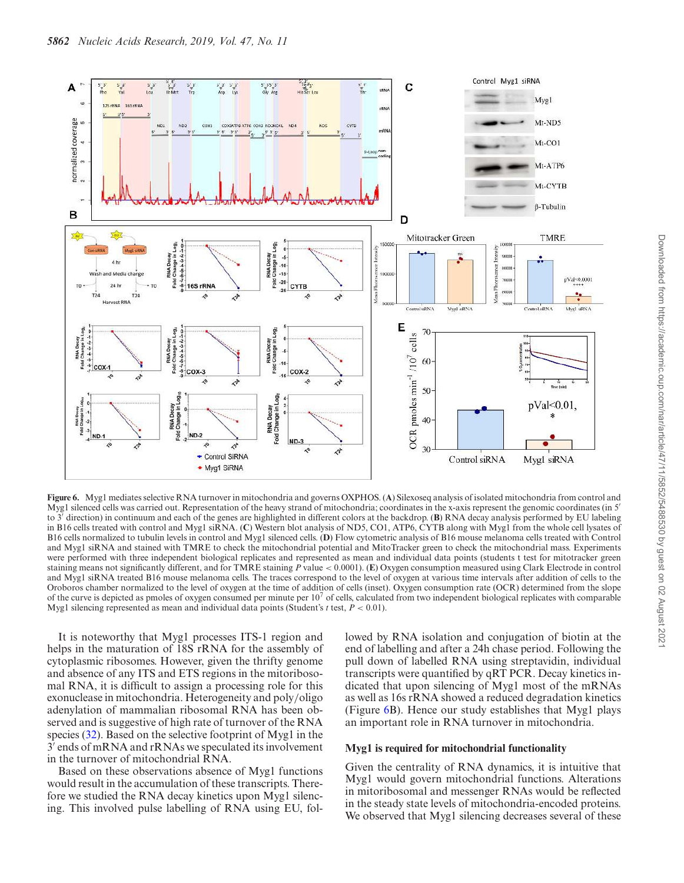**Figure 6.** Myg1 mediates selective RNA turnover in mitochondria and governs OXPHOS. (**A**) Silexoseq analysis of isolated mitochondria from control and Myg1 silenced cells was carried out. Representation of the heavy strand of mitochondria; coordinates in the x-axis represent the genomic coordinates (in 5′ to 3′ direction) in continuum and each of the genes are highlighted in different colors at the backdrop. (**B**) RNA decay analysis performed by EU labeling in B16 cells treated with control and Myg1 siRNA. (**C**) Western blot analysis of ND5, CO1, ATP6, CYTB along with Myg1 from the whole cell lysates of B16 cells normalized to tubulin levels in control and Myg1 silenced cells. (**D**) Flow cytometric analysis of B16 mouse melanoma cells treated with Control and Myg1 siRNA and stained with TMRE to check the mitochondrial potential and MitoTracker green to check the mitochondrial mass. Experiments were performed with three independent biological replicates and represented as mean and individual data points (students t test for mitotracker green staining means not significantly different, and for TMRE staining $P$ value $< 0.0001$). (**E**) Oxygen consumption measured using Clark Electrode in control and Myg1 siRNA treated B16 mouse melanoma cells. The traces correspond to the level of oxygen at various time intervals after addition of cells to the Oroboros chamber normalized to the level of oxygen at the time of addition of cells (inset). Oxygen consumption rate (OCR) determined from the slope of the curve is depicted as pmoles of oxygen consumed per minute per $10^7$ of cells, calculated from two independent biological replicates with comparable Myg1 silencing represented as mean and individual data points (Student's $t$ test, $P < 0.01$).

It is noteworthy that Myg1 processes ITS-1 region and helps in the maturation of 18S rRNA for the assembly of cytoplasmic ribosomes. However, given the thrifty genome and absence of any ITS and ETS regions in the mitoribosomal RNA, it is difficult to assign a processing role for this exonuclease in mitochondria. Heterogeneity and poly/oligo adenylation of mammalian ribosomal RNA has been observed and is suggestive of high rate of turnover of the RNA species (32). Based on the selective footprint of Myg1 in the 3′ ends of mRNA and rRNAs we speculated its involvement in the turnover of mitochondrial RNA.

Based on these observations absence of Myg1 functions would result in the accumulation of these transcripts. Therefore we studied the RNA decay kinetics upon Myg1 silencing. This involved pulse labelling of RNA using EU, followed by RNA isolation and conjugation of biotin at the end of labelling and after a 24h chase period. Following the pull down of labelled RNA using streptavidin, individual transcripts were quantified by qRT PCR. Decay kinetics indicated that upon silencing of Myg1 most of the mRNAs as well as 16s rRNA showed a reduced degradation kinetics (Figure 6B). Hence our study establishes that Myg1 plays an important role in RNA turnover in mitochondria.

### Myg1 is required for mitochondrial functionality

Given the centrality of RNA dynamics, it is intuitive that Myg1 would govern mitochondrial functions. Alterations in mitoribosomal and messenger RNAs would be reflected in the steady state levels of mitochondria-encoded proteins. We observed that Myg1 silencing decreases several of these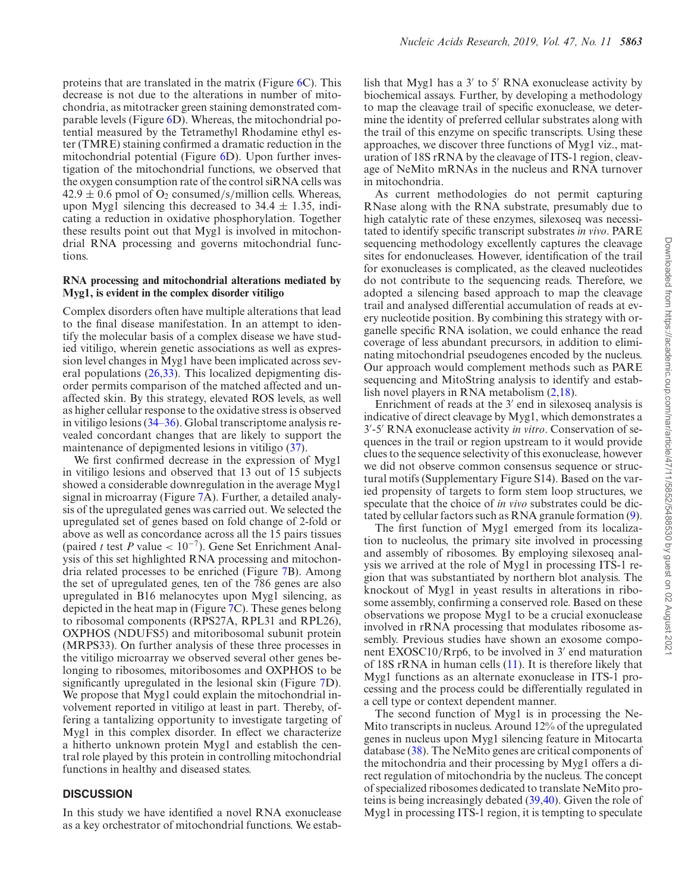proteins that are translated in the matrix (Figure 6C). This decrease is not due to the alterations in number of mitochondria, as mitotracker green staining demonstrated comparable levels (Figure 6D). Whereas, the mitochondrial potential measured by the Tetramethyl Rhodamine ethyl ester (TMRE) staining confirmed a dramatic reduction in the mitochondrial potential (Figure 6D). Upon further investigation of the mitochondrial functions, we observed that the oxygen consumption rate of the control siRNA cells was $42.9 \pm 0.6$ pmol of $O_2$ consumed/s/million cells. Whereas, upon Myg1 silencing this decreased to $34.4 \pm 1.35$, indicating a reduction in oxidative phosphorylation. Together these results point out that Myg1 is involved in mitochondrial RNA processing and governs mitochondrial functions.

**RNA processing and mitochondrial alterations mediated by Myg1, is evident in the complex disorder vitiligo**

Complex disorders often have multiple alterations that lead to the final disease manifestation. In an attempt to identify the molecular basis of a complex disease we have studied vitiligo, wherein genetic associations as well as expression level changes in Myg1 have been implicated across several populations (26,33). This localized depigmenting disorder permits comparison of the matched affected and unaffected skin. By this strategy, elevated ROS levels, as well as higher cellular response to the oxidative stress is observed in vitiligo lesions (34–36). Global transcriptome analysis revealed concordant changes that are likely to support the maintenance of depigmented lesions in vitiligo (37).

We first confirmed decrease in the expression of Myg1 in vitiligo lesions and observed that 13 out of 15 subjects showed a considerable downregulation in the average Myg1 signal in microarray (Figure 7A). Further, a detailed analysis of the upregulated genes was carried out. We selected the upregulated set of genes based on fold change of 2-fold or above as well as concordance across all the 15 pairs tissues (paired *t* test *P* value $< 10^{-7}$). Gene Set Enrichment Analysis of this set highlighted RNA processing and mitochondria related processes to be enriched (Figure 7B). Among the set of upregulated genes, ten of the 786 genes are also upregulated in B16 melanocytes upon Myg1 silencing, as depicted in the heat map in (Figure 7C). These genes belong to ribosomal components (RPS27A, RPL31 and RPL26), OXPHOS (NDUFS5) and mitoribosomal subunit protein (MRPS33). On further analysis of these three processes in the vitiligo microarray we observed several other genes belonging to ribosomes, mitoribosomes and OXPHOS to be significantly upregulated in the lesional skin (Figure 7D). We propose that Myg1 could explain the mitochondrial involvement reported in vitiligo at least in part. Thereby, offering a tantalizing opportunity to investigate targeting of Myg1 in this complex disorder. In effect we characterize a hitherto unknown protein Myg1 and establish the central role played by this protein in controlling mitochondrial functions in healthy and diseased states.

## DISCUSSION

In this study we have identified a novel RNA exonuclease as a key orchestrator of mitochondrial functions. We establish that Myg1 has a 3′ to 5′ RNA exonuclease activity by biochemical assays. Further, by developing a methodology to map the cleavage trail of specific exonuclease, we determine the identity of preferred cellular substrates along with the trail of this enzyme on specific transcripts. Using these approaches, we discover three functions of Myg1 viz., maturation of 18S rRNA by the cleavage of ITS-1 region, cleavage of NeMito mRNAs in the nucleus and RNA turnover in mitochondria.

As current methodologies do not permit capturing RNase along with the RNA substrate, presumably due to high catalytic rate of these enzymes, silexoseq was necessitated to identify specific transcript substrates *in vivo*. PARE sequencing methodology excellently captures the cleavage sites for endonucleases. However, identification of the trail for exonucleases is complicated, as the cleaved nucleotides do not contribute to the sequencing reads. Therefore, we adopted a silencing based approach to map the cleavage trail and analysed differential accumulation of reads at every nucleotide position. By combining this strategy with organelle specific RNA isolation, we could enhance the read coverage of less abundant precursors, in addition to eliminating mitochondrial pseudogenes encoded by the nucleus. Our approach would complement methods such as PARE sequencing and MitoString analysis to identify and establish novel players in RNA metabolism (2,18).

Enrichment of reads at the 3′ end in silexoseq analysis is indicative of direct cleavage by Myg1, which demonstrates a 3′-5′ RNA exonuclease activity *in vitro*. Conservation of sequences in the trail or region upstream to it would provide clues to the sequence selectivity of this exonuclease, however we did not observe common consensus sequence or structural motifs (Supplementary Figure S14). Based on the varied propensity of targets to form stem loop structures, we speculate that the choice of *in vivo* substrates could be dictated by cellular factors such as RNA granule formation (9).

The first function of Myg1 emerged from its localization to nucleolus, the primary site involved in processing and assembly of ribosomes. By employing silexoseq analysis we arrived at the role of Myg1 in processing ITS-1 region that was substantiated by northern blot analysis. The knockout of Myg1 in yeast results in alterations in ribosome assembly, confirming a conserved role. Based on these observations we propose Myg1 to be a crucial exonuclease involved in rRNA processing that modulates ribosome assembly. Previous studies have shown an exosome component EXOSC10/Rrp6, to be involved in 3′ end maturation of 18S rRNA in human cells (11). It is therefore likely that Myg1 functions as an alternate exonuclease in ITS-1 processing and the process could be differentially regulated in a cell type or context dependent manner.

The second function of Myg1 is in processing the NeMito transcripts in nucleus. Around 12% of the upregulated genes in nucleus upon Myg1 silencing feature in Mitocarta database (38). The NeMito genes are critical components of the mitochondria and their processing by Myg1 offers a direct regulation of mitochondria by the nucleus. The concept of specialized ribosomes dedicated to translate NeMito proteins is being increasingly debated (39,40). Given the role of Myg1 in processing ITS-1 region, it is tempting to speculate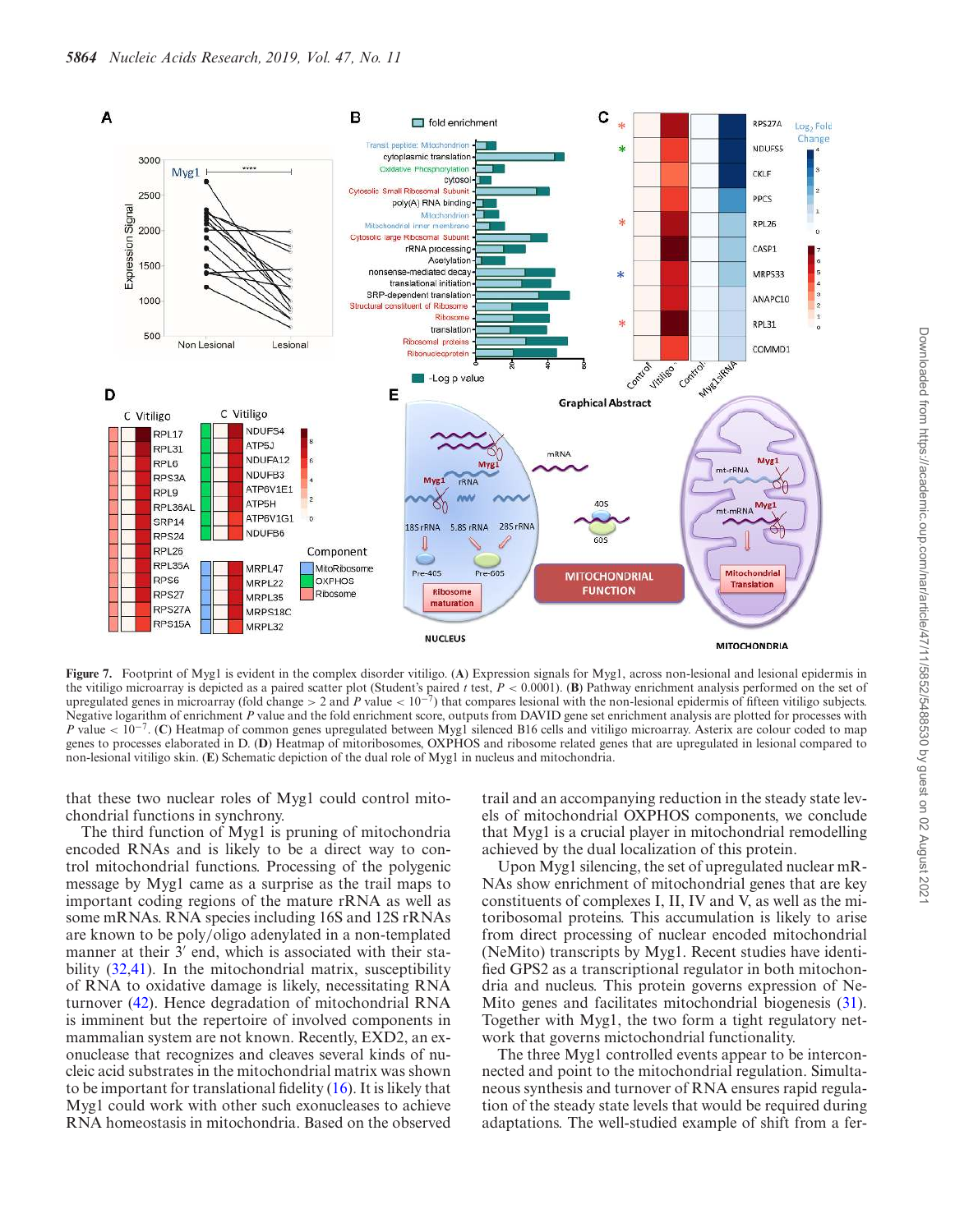**Figure 7.** Footprint of Myg1 is evident in the complex disorder vitiligo. (**A**) Expression signals for Myg1, across non-lesional and lesional epidermis in the vitiligo microarray is depicted as a paired scatter plot (Student's paired *t* test, $P < 0.0001$). (**B**) Pathway enrichment analysis performed on the set of upregulated genes in microarray (fold change > 2 and *P* value < $10^{-7}$) that compares lesional with the non-lesional epidermis of fifteen vitiligo subjects. Negative logarithm of enrichment *P* value and the fold enrichment score, outputs from DAVID gene set enrichment analysis are plotted for processes with *P* value < $10^{-7}$. (**C**) Heatmap of common genes upregulated between Myg1 silenced B16 cells and vitiligo microarray. Asterix are colour coded to map genes to processes elaborated in D. (**D**) Heatmap of mitoribosomes, OXPHOS and ribosome related genes that are upregulated in lesional compared to non-lesional vitiligo skin. (**E**) Schematic depiction of the dual role of Myg1 in nucleus and mitochondria.

that these two nuclear roles of Myg1 could control mitochondrial functions in synchrony.

The third function of Myg1 is pruning of mitochondria encoded RNAs and is likely to be a direct way to control mitochondrial functions. Processing of the polygenic message by Myg1 came as a surprise as the trail maps to important coding regions of the mature rRNA as well as some mRNAs. RNA species including 16S and 12S rRNAs are known to be poly/oligo adenylated in a non-templated manner at their 3′ end, which is associated with their stability (32,41). In the mitochondrial matrix, susceptibility of RNA to oxidative damage is likely, necessitating RNA turnover (42). Hence degradation of mitochondrial RNA is imminent but the repertoire of involved components in mammalian system are not known. Recently, EXD2, an exonuclease that recognizes and cleaves several kinds of nucleic acid substrates in the mitochondrial matrix was shown to be important for translational fidelity (16). It is likely that Myg1 could work with other such exonucleases to achieve RNA homeostasis in mitochondria. Based on the observed trail and an accompanying reduction in the steady state levels of mitochondrial OXPHOS components, we conclude that Myg1 is a crucial player in mitochondrial remodelling achieved by the dual localization of this protein.

Upon Myg1 silencing, the set of upregulated nuclear mRNAs show enrichment of mitochondrial genes that are key constituents of complexes I, II, IV and V, as well as the mitoribosomal proteins. This accumulation is likely to arise from direct processing of nuclear encoded mitochondrial (NeMito) transcripts by Myg1. Recent studies have identified GPS2 as a transcriptional regulator in both mitochondria and nucleus. This protein governs expression of NeMito genes and facilitates mitochondrial biogenesis (31). Together with Myg1, the two form a tight regulatory network that governs mictochondrial functionality.

The three Myg1 controlled events appear to be interconnected and point to the mitochondrial regulation. Simultaneous synthesis and turnover of RNA ensures rapid regulation of the steady state levels that would be required during adaptations. The well-studied example of shift from a fer-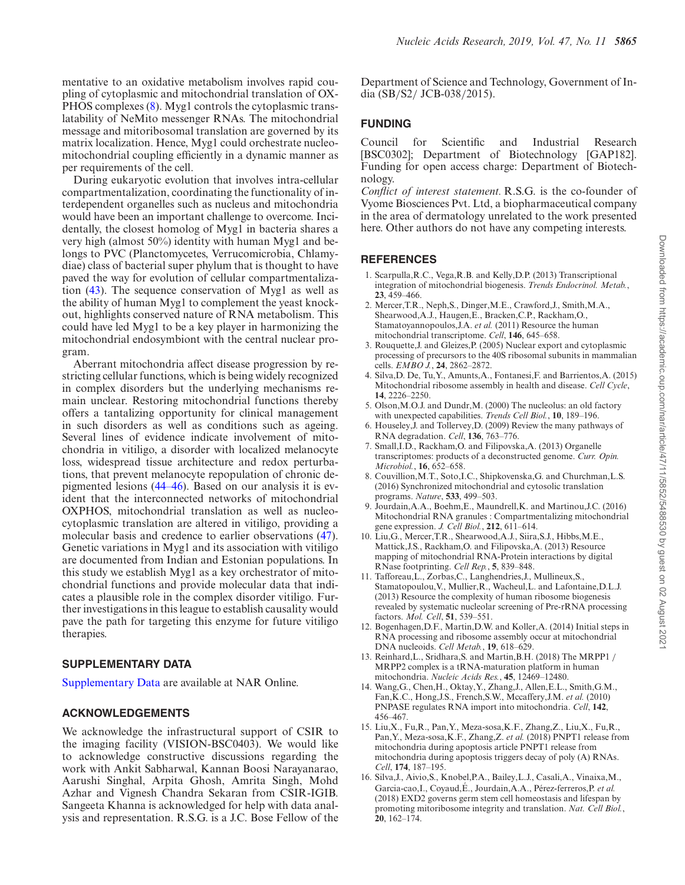mentative to an oxidative metabolism involves rapid coupling of cytoplasmic and mitochondrial translation of OXPHOS complexes (8). Myg1 controls the cytoplasmic translatability of NeMito messenger RNAs. The mitochondrial message and mitoribosomal translation are governed by its matrix localization. Hence, Myg1 could orchestrate nucleo-mitochondrial coupling efficiently in a dynamic manner as per requirements of the cell.

During eukaryotic evolution that involves intra-cellular compartmentalization, coordinating the functionality of interdependent organelles such as nucleus and mitochondria would have been an important challenge to overcome. Incidentally, the closest homolog of Myg1 in bacteria shares a very high (almost 50%) identity with human Myg1 and belongs to PVC (Planctomycetes, Verrucomicrobia, Chlamydiae) class of bacterial super phylum that is thought to have paved the way for evolution of cellular compartmentalization (43). The sequence conservation of Myg1 as well as the ability of human Myg1 to complement the yeast knockout, highlights conserved nature of RNA metabolism. This could have led Myg1 to be a key player in harmonizing the mitochondrial endosymbiont with the central nuclear program.

Aberrant mitochondria affect disease progression by restricting cellular functions, which is being widely recognized in complex disorders but the underlying mechanisms remain unclear. Restoring mitochondrial functions thereby offers a tantalizing opportunity for clinical management in such disorders as well as conditions such as ageing. Several lines of evidence indicate involvement of mitochondria in vitiligo, a disorder with localized melanocyte loss, widespread tissue architecture and redox perturbations, that prevent melanocyte repopulation of chronic depigmented lesions (44–46). Based on our analysis it is evident that the interconnected networks of mitochondrial OXPHOS, mitochondrial translation as well as nucleo-cytoplasmic translation are altered in vitiligo, providing a molecular basis and credence to earlier observations (47). Genetic variations in Myg1 and its association with vitiligo are documented from Indian and Estonian populations. In this study we establish Myg1 as a key orchestrator of mitochondrial functions and provide molecular data that indicates a plausible role in the complex disorder vitiligo. Further investigations in this league to establish causality would pave the path for targeting this enzyme for future vitiligo therapies.

## SUPPLEMENTARY DATA

Supplementary Data are available at NAR Online.

## ACKNOWLEDGEMENTS

We acknowledge the infrastructural support of CSIR to the imaging facility (VISION-BSC0403). We would like to acknowledge constructive discussions regarding the work with Ankit Sabharwal, Kannan Boosi Narayanarao, Aarushi Singhal, Arpita Ghosh, Amrita Singh, Mohd Azhar and Vignesh Chandra Sekaran from CSIR-IGIB. Sangeeta Khanna is acknowledged for help with data analysis and representation. R.S.G. is a J.C. Bose Fellow of the Department of Science and Technology, Government of India (SB/S2/ JCB-038/2015).

## FUNDING

Council for Scientific and Industrial Research [BSC0302]; Department of Biotechnology [GAP182]. Funding for open access charge: Department of Biotechnology.

*Conflict of interest statement.* R.S.G. is the co-founder of Vyome Biosciences Pvt. Ltd, a biopharmaceutical company in the area of dermatology unrelated to the work presented here. Other authors do not have any competing interests.

## REFERENCES

1. Scarpulla,R.C., Vega,R.B. and Kelly,D.P. (2013) Transcriptional integration of mitochondrial biogenesis. *Trends Endocrinol. Metab.*, **23**, 459–466.
2. Mercer,T.R., Neph,S., Dinger,M.E., Crawford,J., Smith,M.A., Shearwood,A.J., Haugen,E., Bracken,C.P., Rackham,O., Stamatoyannopoulos,J.A. *et al.* (2011) Resource the human mitochondrial transcriptome. *Cell*, **146**, 645–658.
3. Rouquette,J. and Gleizes,P. (2005) Nuclear export and cytoplasmic processing of precursors to the 40S ribosomal subunits in mammalian cells. *EMBO J.*, **24**, 2862–2872.
4. Silva,D. De, Tu,Y., Amunts,A., Fontanesi,F. and Barrientos,A. (2015) Mitochondrial ribosome assembly in health and disease. *Cell Cycle*, **14**, 2226–2250.
5. Olson,M.O.J. and Dundr,M. (2000) The nucleolus: an old factory with unexpected capabilities. *Trends Cell Biol.*, **10**, 189–196.
6. Houseley,J. and Tollervey,D. (2009) Review the many pathways of RNA degradation. *Cell*, **136**, 763–776.
7. Small,I.D., Rackham,O. and Filipovska,A. (2013) Organelle transcriptomes: products of a deconstructed genome. *Curr. Opin. Microbiol.*, **16**, 652–658.
8. Couvillion,M.T., Soto,I.C., Shipkovenska,G. and Churchman,L.S. (2016) Synchronized mitochondrial and cytosolic translation programs. *Nature*, **533**, 499–503.
9. Jourdain,A.A., Boehm,E., Maundrell,K. and Martinou,J.C. (2016) Mitochondrial RNA granules : Compartmentalizing mitochondrial gene expression. *J. Cell Biol.*, **212**, 611–614.
10. Liu,G., Mercer,T.R., Shearwood,A.J., Siira,S.J., Hibbs,M.E., Mattick,J.S., Rackham,O. and Filipovska,A. (2013) Resource mapping of mitochondrial RNA-Protein interactions by digital RNase footprinting. *Cell Rep.*, **5**, 839–848.
11. Tafforeau,L., Zorbas,C., Langhendries,J., Mullineux,S., Stamatopoulou,V., Mullier,R., Wacheul,L. and Lafontaine,D.L.J. (2013) Resource the complexity of human ribosome biogenesis revealed by systematic nucleolar screening of Pre-rRNA processing factors. *Mol. Cell*, **51**, 539–551.
12. Bogenhagen,D.F., Martin,D.W. and Koller,A. (2014) Initial steps in RNA processing and ribosome assembly occur at mitochondrial DNA nucleoids. *Cell Metab.*, **19**, 618–629.
13. Reinhard,L., Sridhara,S. and Martin,B.H. (2018) The MRPP1 / MRPP2 complex is a tRNA-maturation platform in human mitochondria. *Nucleic Acids Res.*, **45**, 12469–12480.
14. Wang,G., Chen,H., Oktay,Y., Zhang,J., Allen,E.L., Smith,G.M., Fan,K.C., Hong,J.S., French,S.W., Mccaffery,J.M. *et al.* (2010) PNPASE regulates RNA import into mitochondria. *Cell*, **142**, 456–467.
15. Liu,X., Fu,R., Pan,Y., Meza-sosa,K.F., Zhang,Z., Liu,X., Fu,R., Pan,Y., Meza-sosa,K.F., Zhang,Z. *et al.* (2018) PNPT1 release from mitochondria during apoptosis article PNPT1 release from mitochondria during apoptosis triggers decay of poly (A) RNAs. *Cell*, **174**, 187–195.
16. Silva,J., Aivio,S., Knobel,P.A., Bailey,L.J., Casali,A., Vinaixa,M., Garcia-cao,I., Coyaud,É., Jourdain,A.A., Pérez-ferreros,P. *et al.* (2018) EXD2 governs germ stem cell homeostasis and lifespan by promoting mitoribosome integrity and translation. *Nat. Cell Biol.*, **20**, 162–174.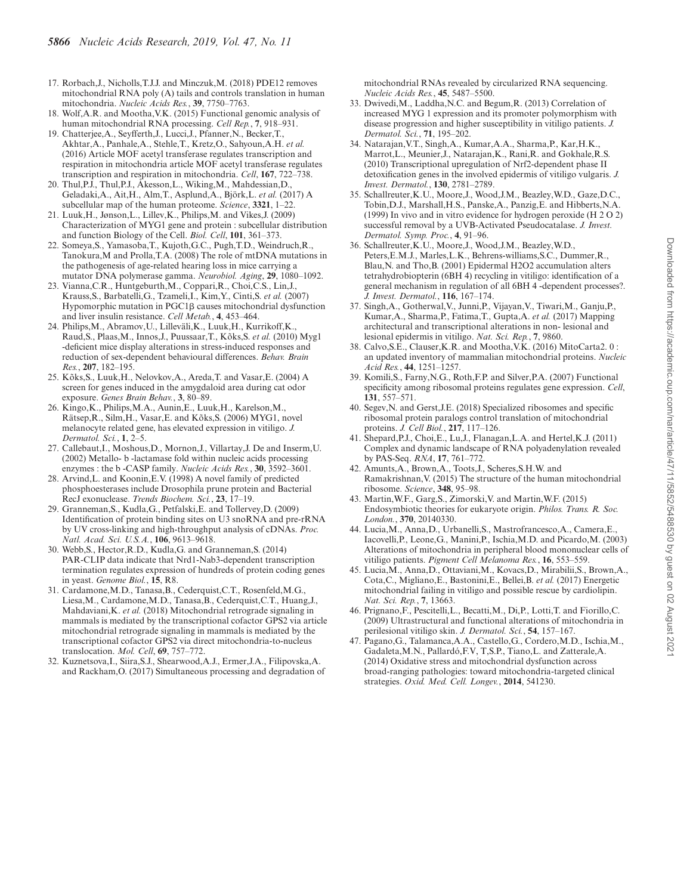17. Rorbach,J., Nicholls,T.J.J. and Minczuk,M. (2018) PDE12 removes mitochondrial RNA poly (A) tails and controls translation in human mitochondria. *Nucleic Acids Res.*, **39**, 7750–7763.
18. Wolf,A.R. and Mootha,V.K. (2015) Functional genomic analysis of human mitochondrial RNA processing. *Cell Rep.*, **7**, 918–931.
19. Chatterjee,A., Seyfferth,J., Lucci,J., Pfanner,N., Becker,T., Akhtar,A., Panhale,A., Stehle,T., Kretz,O., Sahyoun,A.H. *et al.* (2016) Article MOF acetyl transferase regulates transcription and respiration in mitochondria article MOF acetyl transferase regulates transcription and respiration in mitochondria. *Cell*, **167**, 722–738.
20. Thul,P.J., Thul,P.J., Åkesson,L., Wiking,M., Mahdessian,D., Geladaki,A., Ait,H., Alm,T., Asplund,A., Björk,L. *et al.* (2017) A subcellular map of the human proteome. *Science*, **3321**, 1–22.
21. Luuk,H., Jønson,L., Lillev,K., Philips,M. and Vikes,J. (2009) Characterization of MYG1 gene and protein : subcellular distribution and function Biology of the Cell. *Biol. Cell*, **101**, 361–373.
22. Someya,S., Yamasoba,T., Kujoth,G.C., Pugh,T.D., Weindruch,R., Tanokura,M and Prolla,T.A. (2008) The role of mtDNA mutations in the pathogenesis of age-related hearing loss in mice carrying a mutator DNA polymerase gamma. *Neurobiol. Aging*, **29**, 1080–1092.
23. Vianna,C.R., Huntgeburth,M., Coppari,R., Choi,C.S., Lin,J., Krauss,S., Barbatelli,G., Tzameli,I., Kim,Y., Cinti,S. *et al.* (2007) Hypomorphic mutation in PGC1β causes mitochondrial dysfunction and liver insulin resistance. *Cell Metab.*, **4**, 453–464.
24. Philips,M., Abramov,U., Lilleväli,K., Luuk,H., Kurrikoff,K., Raud,S., Plaas,M., Innos,J., Puussaar,T., Kõks,S. *et al.* (2010) Myg1 -deficient mice display alterations in stress-induced responses and reduction of sex-dependent behavioural differences. *Behav. Brain Res.*, **207**, 182–195.
25. Kõks,S., Luuk,H., Nelovkov,A., Areda,T. and Vasar,E. (2004) A screen for genes induced in the amygdaloid area during cat odor exposure. *Genes Brain Behav.*, **3**, 80–89.
26. Kingo,K., Philips,M.A., Aunin,E., Luuk,H., Karelson,M., Rätsep,R., Silm,H., Vasar,E. and Kõks,S. (2006) MYG1, novel melanocyte related gene, has elevated expression in vitiligo. *J. Dermatol. Sci.*, **1**, 2–5.
27. Callebaut,I., Moshous,D., Mornon,J., Villartay,J. De and Inserm,U. (2002) Metallo- b -lactamase fold within nucleic acids processing enzymes : the b -CASP family. *Nucleic Acids Res.*, **30**, 3592–3601.
28. Arvind,L. and Koonin,E.V. (1998) A novel family of predicted phosphoesterases include Drosophila prune protein and Bacterial RecJ exonuclease. *Trends Biochem. Sci.*, **23**, 17–19.
29. Granneman,S., Kudla,G., Petfalski,E. and Tollervey,D. (2009) Identification of protein binding sites on U3 snoRNA and pre-rRNA by UV cross-linking and high-throughput analysis of cDNAs. *Proc. Natl. Acad. Sci. U.S.A.*, **106**, 9613–9618.
30. Webb,S., Hector,R.D., Kudla,G. and Granneman,S. (2014) PAR-CLIP data indicate that Nrd1-Nab3-dependent transcription termination regulates expression of hundreds of protein coding genes in yeast. *Genome Biol.*, **15**, R8.
31. Cardamone,M.D., Tanasa,B., Cederquist,C.T., Rosenfeld,M.G., Liesa,M., Cardamone,M.D., Tanasa,B., Cederquist,C.T., Huang,J., Mahdaviani,K. *et al.* (2018) Mitochondrial retrograde signaling in mammals is mediated by the transcriptional cofactor GPS2 via article mitochondrial retrograde signaling in mammals is mediated by the transcriptional cofactor GPS2 via direct mitochondria-to-nucleus translocation. *Mol. Cell*, **69**, 757–772.
32. Kuznetsova,I., Siira,S.J., Shearwood,A.J., Ermer,J.A., Filipovska,A. and Rackham,O. (2017) Simultaneous processing and degradation of mitochondrial RNAs revealed by circularized RNA sequencing. *Nucleic Acids Res.*, **45**, 5487–5500.
33. Dwivedi,M., Laddha,N.C. and Begum,R. (2013) Correlation of increased MYG 1 expression and its promoter polymorphism with disease progression and higher susceptibility in vitiligo patients. *J. Dermatol. Sci.*, **71**, 195–202.
34. Natarajan,V.T., Singh,A., Kumar,A.A., Sharma,P., Kar,H.K., Marrot,L., Meunier,J., Natarajan,K., Rani,R. and Gokhale,R.S. (2010) Transcriptional upregulation of Nrf2-dependent phase II detoxification genes in the involved epidermis of vitiligo vulgaris. *J. Invest. Dermatol.*, **130**, 2781–2789.
35. Schallreuter,K.U., Moore,J., Wood,J.M., Beazley,W.D., Gaze,D.C., Tobin,D.J., Marshall,H.S., Panske,A., Panzig,E. and Hibberts,N.A. (1999) In vivo and in vitro evidence for hydrogen peroxide (H 2 O 2) successful removal by a UVB-Activated Pseudocatalase. *J. Invest. Dermatol. Symp. Proc.*, **4**, 91–96.
36. Schallreuter,K.U., Moore,J., Wood,J.M., Beazley,W.D., Peters,E.M.J., Marles,L.K., Behrens-williams,S.C., Dummer,R., Blau,N. and Tho,B. (2001) Epidermal H2O2 accumulation alters tetrahydrobiopterin (6BH 4) recycling in vitiligo: identification of a general mechanism in regulation of all 6BH 4 -dependent processes?. *J. Invest. Dermatol.*, **116**, 167–174.
37. Singh,A., Gotherwal,V., Junni,P., Vijayan,V., Tiwari,M., Ganju,P., Kumar,A., Sharma,P., Fatima,T., Gupta,A. *et al.* (2017) Mapping architectural and transcriptional alterations in non- lesional and lesional epidermis in vitiligo. *Nat. Sci. Rep.*, **7**, 9860.
38. Calvo,S.E., Clauser,K.R. and Mootha,V.K. (2016) MitoCarta2. 0 : an updated inventory of mammalian mitochondrial proteins. *Nucleic Acid Res.*, **44**, 1251–1257.
39. Komili,S., Farny,N.G., Roth,F.P. and Silver,P.A. (2007) Functional specificity among ribosomal proteins regulates gene expression. *Cell*, **131**, 557–571.
40. Segev,N. and Gerst,J.E. (2018) Specialized ribosomes and specific ribosomal protein paralogs control translation of mitochondrial proteins. *J. Cell Biol.*, **217**, 117–126.
41. Shepard,P.J., Choi,E., Lu,J., Flanagan,L.A. and Hertel,K.J. (2011) Complex and dynamic landscape of RNA polyadenylation revealed by PAS-Seq. *RNA*, **17**, 761–772.
42. Amunts,A., Brown,A., Toots,J., Scheres,S.H.W. and Ramakrishnan,V. (2015) The structure of the human mitochondrial ribosome. *Science*, **348**, 95–98.
43. Martin,W.F., Garg,S., Zimorski,V. and Martin,W.F. (2015) Endosymbiotic theories for eukaryote origin. *Philos. Trans. R. Soc. London.*, **370**, 20140330.
44. Lucia,M., Anna,D., Urbanelli,S., Mastrofrancesco,A., Camera,E., Iacovelli,P., Leone,G., Manini,P., Ischia,M.D. and Picardo,M. (2003) Alterations of mitochondria in peripheral blood mononuclear cells of vitiligo patients. *Pigment Cell Melanoma Res.*, **16**, 553–559.
45. Lucia,M., Anna,D., Ottaviani,M., Kovacs,D., Mirabilii,S., Brown,A., Cota,C., Migliano,E., Bastonini,E., Bellei,B. *et al.* (2017) Energetic mitochondrial failing in vitiligo and possible rescue by cardiolipin. *Nat. Sci. Rep.*, **7**, 13663.
46. Prignano,F., Pescitelli,L., Becatti,M., Di,P., Lotti,T. and Fiorillo,C. (2009) Ultrastructural and functional alterations of mitochondria in perilesional vitiligo skin. *J. Dermatol. Sci.*, **54**, 157–167.
47. Pagano,G., Talamanca,A.A., Castello,G., Cordero,M.D., Ischia,M., Gadaleta,M.N., Pallardó,F.V, T,S.P., Tiano,L. and Zatterale,A. (2014) Oxidative stress and mitochondrial dysfunction across broad-ranging pathologies: toward mitochondria-targeted clinical strategies. *Oxid. Med. Cell. Longev.*, **2014**, 541230.